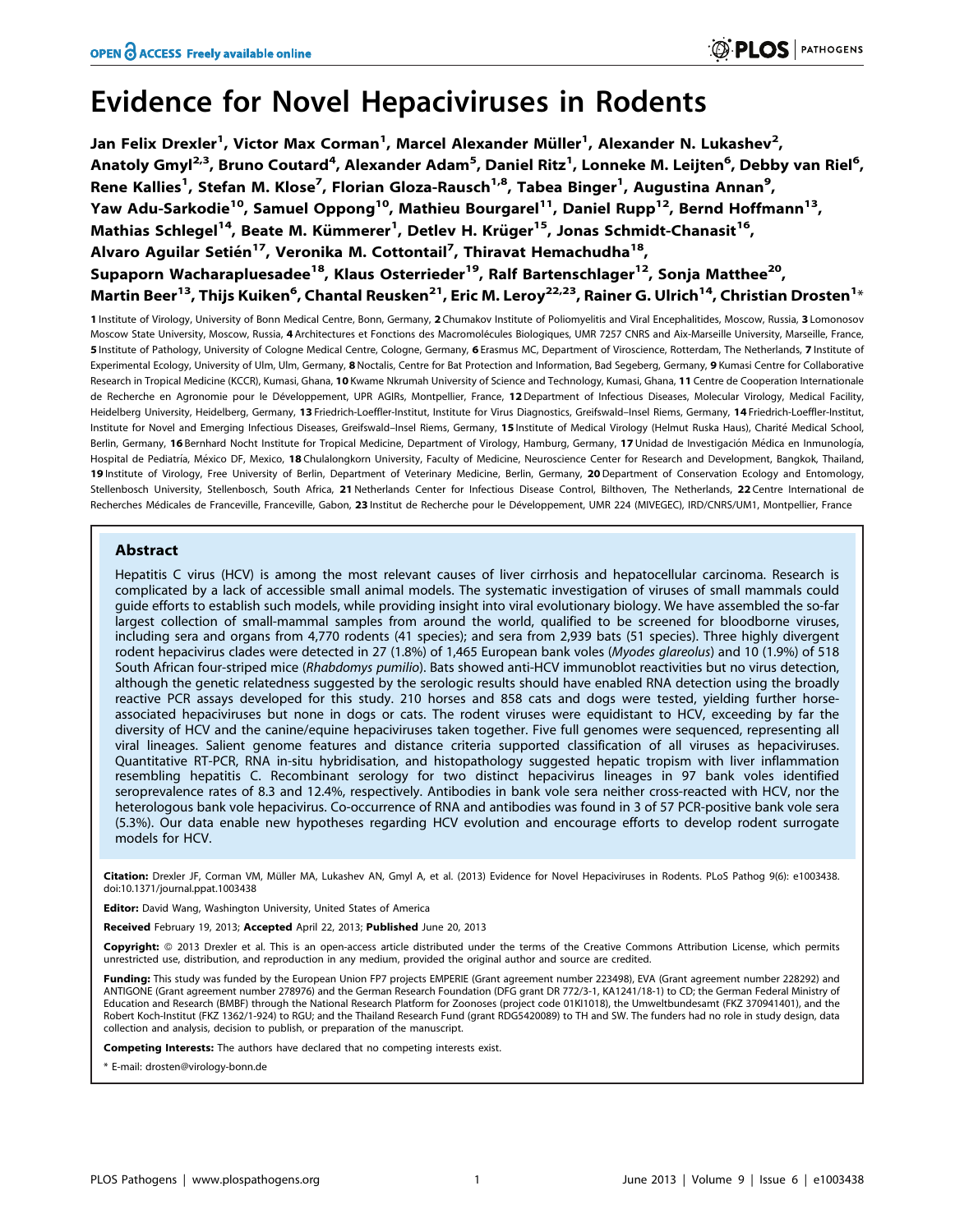# Evidence for Novel Hepaciviruses in Rodents

**Jan Felix Drexler[1], Victor Max Corman[1], Marcel Alexander Müller[1], Alexander N. Lukashev[2], Anatoly Gmyl[2,3], Bruno Coutard[4], Alexander Adam[5], Daniel Ritz[1], Lonneke M. Leijten[6], Debby van Riel[6], Rene Kallies[1], Stefan M. Klose[7], Florian Gloza-Rausch[1,8], Tabea Binger[1], Augustina Annan[9], Yaw Adu-Sarkodie[10], Samuel Oppong[10], Mathieu Bourgarel[11], Daniel Rupp[12], Bernd Hoffmann[13], Mathias Schlegel[14], Beate M. Kümmerer[1], Detlev H. Krüger[15], Jonas Schmidt-Chanasit[16], Alvaro Aguilar Setién[17], Veronika M. Cottontail[7], Thiravat Hemachudha[18], Supaporn Wacharapluesadee[18], Klaus Osterrieder[19], Ralf Bartenschlager[12], Sonja Matthee[20], Martin Beer[13], Thijs Kuiken[6], Chantal Reusken[21], Eric M. Leroy[22,23], Rainer G. Ulrich[14], Christian Drosten[1]***

1 Institute of Virology, University of Bonn Medical Centre, Bonn, Germany, 2 Chumakov Institute of Poliomyelitis and Viral Encephalitides, Moscow, Russia, 3 Lomonosov Moscow State University, Moscow, Russia, 4 Architectures et Fonctions des Macromolécules Biologiques, UMR 7257 CNRS and Aix-Marseille University, Marseille, France, 5 Institute of Pathology, University of Cologne Medical Centre, Cologne, Germany, 6 Erasmus MC, Department of Viroscience, Rotterdam, The Netherlands, 7 Institute of Experimental Ecology, University of Ulm, Ulm, Germany, 8 Noctalis, Centre for Bat Protection and Information, Bad Segeberg, Germany, 9 Kumasi Centre for Collaborative Research in Tropical Medicine (KCCR), Kumasi, Ghana, 10 Kwame Nkrumah University of Science and Technology, Kumasi, Ghana, 11 Centre de Cooperation Internationale de Recherche en Agronomie pour le Développement, UPR AGIRs, Montpellier, France, 12 Department of Infectious Diseases, Molecular Virology, Medical Facility, Heidelberg University, Heidelberg, Germany, 13 Friedrich-Loeffler-Institut, Institute for Virus Diagnostics, Greifswald–Insel Riems, Germany, 14 Friedrich-Loeffler-Institut, Institute for Novel and Emerging Infectious Diseases, Greifswald–Insel Riems, Germany, 15 Institute of Medical Virology (Helmut Ruska Haus), Charité Medical School, Berlin, Germany, 16 Bernhard Nocht Institute for Tropical Medicine, Department of Virology, Hamburg, Germany, 17 Unidad de Investigación Médica en Inmunología, Hospital de Pediatría, México DF, Mexico, 18 Chulalongkorn University, Faculty of Medicine, Neuroscience Center for Research and Development, Bangkok, Thailand, 19 Institute of Virology, Free University of Berlin, Department of Veterinary Medicine, Berlin, Germany, 20 Department of Conservation Ecology and Entomology, Stellenbosch University, Stellenbosch, South Africa, 21 Netherlands Center for Infectious Disease Control, Bilthoven, The Netherlands, 22 Centre International de Recherches Médicales de Franceville, Franceville, Gabon, 23 Institut de Recherche pour le Développement, UMR 224 (MIVEGEC), IRD/CNRS/UM1, Montpellier, France

## Abstract

Hepatitis C virus (HCV) is among the most relevant causes of liver cirrhosis and hepatocellular carcinoma. Research is complicated by a lack of accessible small animal models. The systematic investigation of viruses of small mammals could guide efforts to establish such models, while providing insight into viral evolutionary biology. We have assembled the so-far largest collection of small-mammal samples from around the world, qualified to be screened for bloodborne viruses, including sera and organs from 4,770 rodents (41 species); and sera from 2,939 bats (51 species). Three highly divergent rodent hepacivirus clades were detected in 27 (1.8%) of 1,465 European bank voles (*Myodes glareolus*) and 10 (1.9%) of 518 South African four-striped mice (*Rhabdomys pumilio*). Bats showed anti-HCV immunoblot reactivities but no virus detection, although the genetic relatedness suggested by the serologic results should have enabled RNA detection using the broadly reactive PCR assays developed for this study. 210 horses and 858 cats and dogs were tested, yielding further horse-associated hepaciviruses but none in dogs or cats. The rodent viruses were equidistant to HCV, exceeding by far the diversity of HCV and the canine/equine hepaciviruses taken together. Five full genomes were sequenced, representing all viral lineages. Salient genome features and distance criteria supported classification of all viruses as hepaciviruses. Quantitative RT-PCR, RNA in-situ hybridisation, and histopathology suggested hepatic tropism with liver inflammation resembling hepatitis C. Recombinant serology for two distinct hepacivirus lineages in 97 bank voles identified seroprevalence rates of 8.3 and 12.4%, respectively. Antibodies in bank vole sera neither cross-reacted with HCV, nor the heterologous bank vole hepacivirus. Co-occurrence of RNA and antibodies was found in 3 of 57 PCR-positive bank vole sera (5.3%). Our data enable new hypotheses regarding HCV evolution and encourage efforts to develop rodent surrogate models for HCV.

**Citation:** Drexler JF, Corman VM, Müller MA, Lukashev AN, Gmyl A, et al. (2013) Evidence for Novel Hepaciviruses in Rodents. PLoS Pathog 9(6): e1003438. doi:10.1371/journal.ppat.1003438

**Editor:** David Wang, Washington University, United States of America

**Received** February 19, 2013; **Accepted** April 22, 2013; **Published** June 20, 2013

**Copyright:** © 2013 Drexler et al. This is an open-access article distributed under the terms of the Creative Commons Attribution License, which permits unrestricted use, distribution, and reproduction in any medium, provided the original author and source are credited.

**Funding:** This study was funded by the European Union FP7 projects EMPERIE (Grant agreement number 223498), EVA (Grant agreement number 228292) and ANTIGONE (Grant agreement number 278976) and the German Research Foundation (DFG grant DR 772/3-1, KA1241/18-1) to CD; the German Federal Ministry of Education and Research (BMBF) through the National Research Platform for Zoonoses (project code 01KI1018), the Umweltbundesamt (FKZ 370941401), and the Robert Koch-Institut (FKZ 1362/1-924) to RGU; and the Thailand Research Fund (grant RDG5420089) to TH and SW. The funders had no role in study design, data collection and analysis, decision to publish, or preparation of the manuscript.

**Competing Interests:** The authors have declared that no competing interests exist.

* E-mail: drosten@virology-bonn.de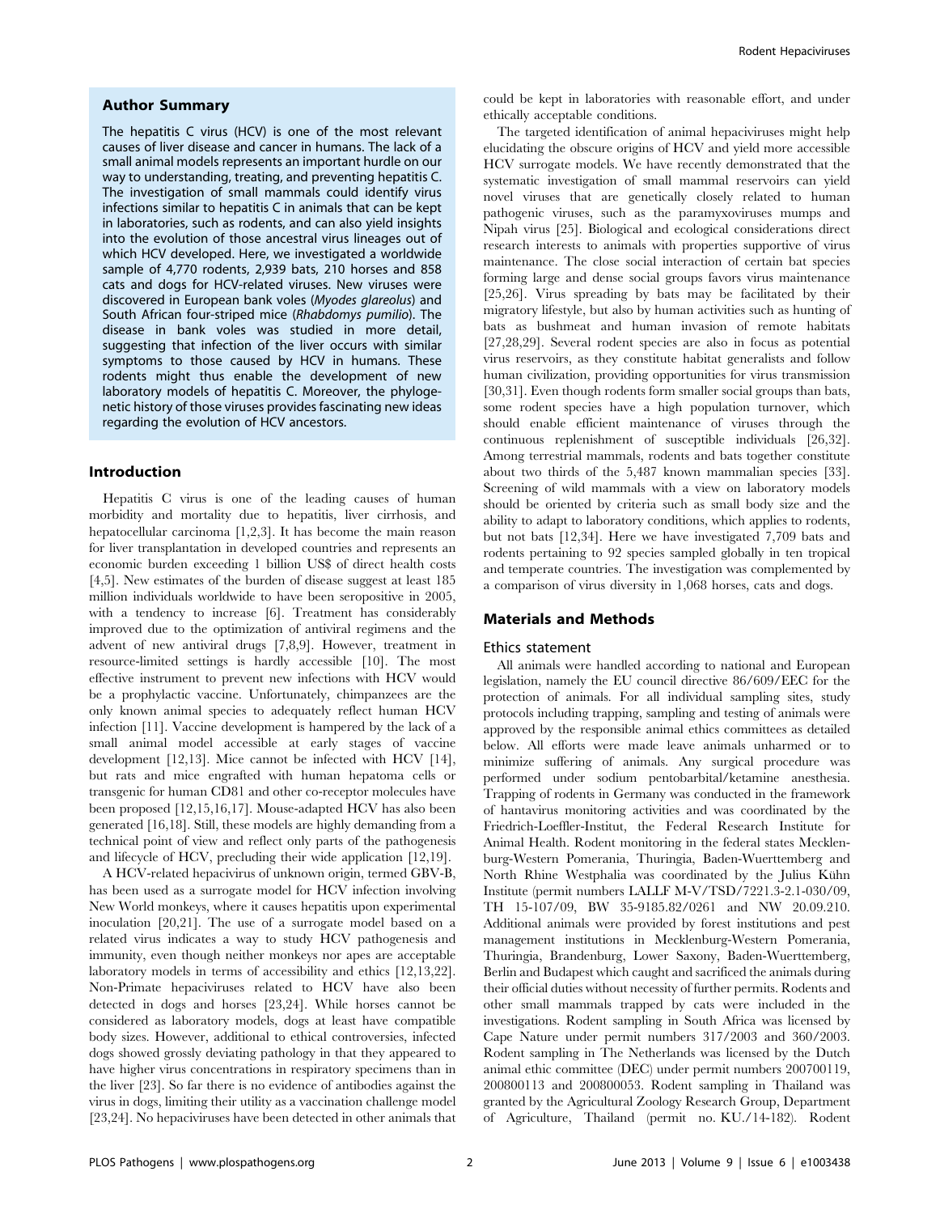## Author Summary

The hepatitis C virus (HCV) is one of the most relevant causes of liver disease and cancer in humans. The lack of a small animal models represents an important hurdle on our way to understanding, treating, and preventing hepatitis C. The investigation of small mammals could identify virus infections similar to hepatitis C in animals that can be kept in laboratories, such as rodents, and can also yield insights into the evolution of those ancestral virus lineages out of which HCV developed. Here, we investigated a worldwide sample of 4,770 rodents, 2,939 bats, 210 horses and 858 cats and dogs for HCV-related viruses. New viruses were discovered in European bank voles (*Myodes glareolus*) and South African four-striped mice (*Rhabdomys pumilio*). The disease in bank voles was studied in more detail, suggesting that infection of the liver occurs with similar symptoms to those caused by HCV in humans. These rodents might thus enable the development of new laboratory models of hepatitis C. Moreover, the phylogenetic history of those viruses provides fascinating new ideas regarding the evolution of HCV ancestors.

## Introduction

Hepatitis C virus is one of the leading causes of human morbidity and mortality due to hepatitis, liver cirrhosis, and hepatocellular carcinoma [1,2,3]. It has become the main reason for liver transplantation in developed countries and represents an economic burden exceeding 1 billion US$ of direct health costs [4,5]. New estimates of the burden of disease suggest at least 185 million individuals worldwide to have been seropositive in 2005, with a tendency to increase [6]. Treatment has considerably improved due to the optimization of antiviral regimens and the advent of new antiviral drugs [7,8,9]. However, treatment in resource-limited settings is hardly accessible [10]. The most effective instrument to prevent new infections with HCV would be a prophylactic vaccine. Unfortunately, chimpanzees are the only known animal species to adequately reflect human HCV infection [11]. Vaccine development is hampered by the lack of a small animal model accessible at early stages of vaccine development [12,13]. Mice cannot be infected with HCV [14], but rats and mice engrafted with human hepatoma cells or transgenic for human CD81 and other co-receptor molecules have been proposed [12,15,16,17]. Mouse-adapted HCV has also been generated [16,18]. Still, these models are highly demanding from a technical point of view and reflect only parts of the pathogenesis and lifecycle of HCV, precluding their wide application [12,19].

A HCV-related hepacivirus of unknown origin, termed GBV-B, has been used as a surrogate model for HCV infection involving New World monkeys, where it causes hepatitis upon experimental inoculation [20,21]. The use of a surrogate model based on a related virus indicates a way to study HCV pathogenesis and immunity, even though neither monkeys nor apes are acceptable laboratory models in terms of accessibility and ethics [12,13,22]. Non-Primate hepaciviruses related to HCV have also been detected in dogs and horses [23,24]. While horses cannot be considered as laboratory models, dogs at least have compatible body sizes. However, additional to ethical controversies, infected dogs showed grossly deviating pathology in that they appeared to have higher virus concentrations in respiratory specimens than in the liver [23]. So far there is no evidence of antibodies against the virus in dogs, limiting their utility as a vaccination challenge model [23,24]. No hepaciviruses have been detected in other animals that could be kept in laboratories with reasonable effort, and under ethically acceptable conditions.

The targeted identification of animal hepaciviruses might help elucidating the obscure origins of HCV and yield more accessible HCV surrogate models. We have recently demonstrated that the systematic investigation of small mammal reservoirs can yield novel viruses that are genetically closely related to human pathogenic viruses, such as the paramyxoviruses mumps and Nipah virus [25]. Biological and ecological considerations direct research interests to animals with properties supportive of virus maintenance. The close social interaction of certain bat species forming large and dense social groups favors virus maintenance [25,26]. Virus spreading by bats may be facilitated by their migratory lifestyle, but also by human activities such as hunting of bats as bushmeat and human invasion of remote habitats [27,28,29]. Several rodent species are also in focus as potential virus reservoirs, as they constitute habitat generalists and follow human civilization, providing opportunities for virus transmission [30,31]. Even though rodents form smaller social groups than bats, some rodent species have a high population turnover, which should enable efficient maintenance of viruses through the continuous replenishment of susceptible individuals [26,32]. Among terrestrial mammals, rodents and bats together constitute about two thirds of the 5,487 known mammalian species [33]. Screening of wild mammals with a view on laboratory models should be oriented by criteria such as small body size and the ability to adapt to laboratory conditions, which applies to rodents, but not bats [12,34]. Here we have investigated 7,709 bats and rodents pertaining to 92 species sampled globally in ten tropical and temperate countries. The investigation was complemented by a comparison of virus diversity in 1,068 horses, cats and dogs.

## Materials and Methods

### Ethics statement

All animals were handled according to national and European legislation, namely the EU council directive 86/609/EEC for the protection of animals. For all individual sampling sites, study protocols including trapping, sampling and testing of animals were approved by the responsible animal ethics committees as detailed below. All efforts were made leave animals unharmed or to minimize suffering of animals. Any surgical procedure was performed under sodium pentobarbital/ketamine anesthesia. Trapping of rodents in Germany was conducted in the framework of hantavirus monitoring activities and was coordinated by the Friedrich-Loeffler-Institut, the Federal Research Institute for Animal Health. Rodent monitoring in the federal states Mecklenburg-Western Pomerania, Thuringia, Baden-Wuerttemberg and North Rhine Westphalia was coordinated by the Julius Kühn Institute (permit numbers LALLF M-V/TSD/7221.3-2.1-030/09, TH 15-107/09, BW 35-9185.82/0261 and NW 20.09.210. Additional animals were provided by forest institutions and pest management institutions in Mecklenburg-Western Pomerania, Thuringia, Brandenburg, Lower Saxony, Baden-Wuerttemberg, Berlin and Budapest which caught and sacrificed the animals during their official duties without necessity of further permits. Rodents and other small mammals trapped by cats were included in the investigations. Rodent sampling in South Africa was licensed by Cape Nature under permit numbers 317/2003 and 360/2003. Rodent sampling in The Netherlands was licensed by the Dutch animal ethic committee (DEC) under permit numbers 200700119, 200800113 and 200800053. Rodent sampling in Thailand was granted by the Agricultural Zoology Research Group, Department of Agriculture, Thailand (permit no. KU./14-182). Rodent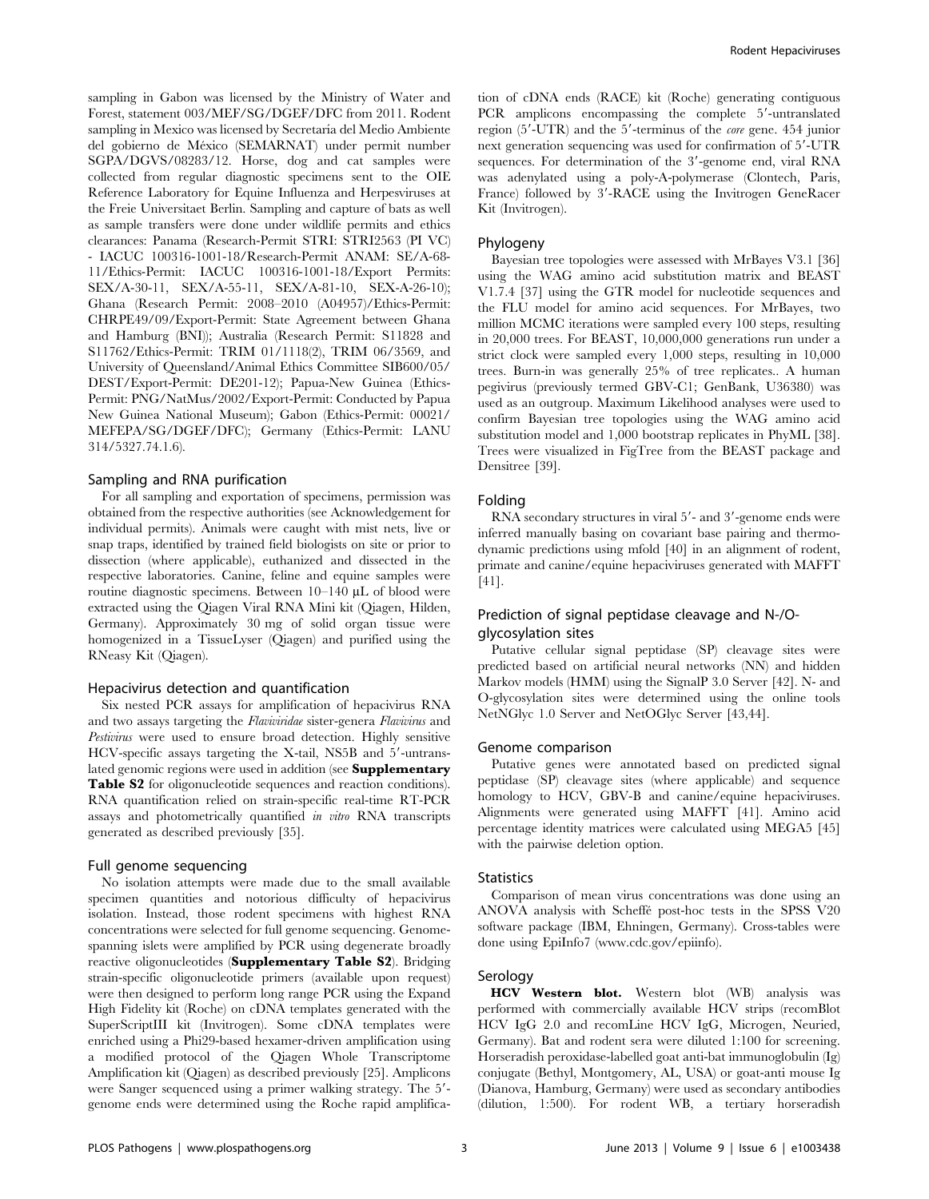sampling in Gabon was licensed by the Ministry of Water and Forest, statement 003/MEF/SG/DGEF/DFC from 2011. Rodent sampling in Mexico was licensed by Secretaría del Medio Ambiente del gobierno de México (SEMARNAT) under permit number SGPA/DGVS/08283/12. Horse, dog and cat samples were collected from regular diagnostic specimens sent to the OIE Reference Laboratory for Equine Influenza and Herpesviruses at the Freie Universitaet Berlin. Sampling and capture of bats as well as sample transfers were done under wildlife permits and ethics clearances: Panama (Research-Permit STRI: STRI2563 (PI VC) - IACUC 100316-1001-18/Research-Permit ANAM: SE/A-68-11/Ethics-Permit: IACUC 100316-1001-18/Export Permits: SEX/A-30-11, SEX/A-55-11, SEX/A-81-10, SEX-A-26-10); Ghana (Research Permit: 2008–2010 (A04957)/Ethics-Permit: CHRPE49/09/Export-Permit: State Agreement between Ghana and Hamburg (BNI)); Australia (Research Permit: S11828 and S11762/Ethics-Permit: TRIM 01/1118(2), TRIM 06/3569, and University of Queensland/Animal Ethics Committee SIB600/05/DEST/Export-Permit: DE201-12); Papua-New Guinea (Ethics-Permit: PNG/NatMus/2002/Export-Permit: Conducted by Papua New Guinea National Museum); Gabon (Ethics-Permit: 00021/MEFEPA/SG/DGEF/DFC); Germany (Ethics-Permit: LANU 314/5327.74.1.6).

## Sampling and RNA purification

For all sampling and exportation of specimens, permission was obtained from the respective authorities (see Acknowledgement for individual permits). Animals were caught with mist nets, live or snap traps, identified by trained field biologists on site or prior to dissection (where applicable), euthanized and dissected in the respective laboratories. Canine, feline and equine samples were routine diagnostic specimens. Between 10–140 µL of blood were extracted using the Qiagen Viral RNA Mini kit (Qiagen, Hilden, Germany). Approximately 30 mg of solid organ tissue were homogenized in a TissueLyser (Qiagen) and purified using the RNeasy Kit (Qiagen).

## Hepacivirus detection and quantification

Six nested PCR assays for amplification of hepacivirus RNA and two assays targeting the *Flaviviridae* sister-genera *Flavivirus* and *Pestivirus* were used to ensure broad detection. Highly sensitive HCV-specific assays targeting the X-tail, NS5B and 5′-untranslated genomic regions were used in addition (see **Supplementary Table S2** for oligonucleotide sequences and reaction conditions). RNA quantification relied on strain-specific real-time RT-PCR assays and photometrically quantified *in vitro* RNA transcripts generated as described previously [35].

## Full genome sequencing

No isolation attempts were made due to the small available specimen quantities and notorious difficulty of hepacivirus isolation. Instead, those rodent specimens with highest RNA concentrations were selected for full genome sequencing. Genome-spanning islets were amplified by PCR using degenerate broadly reactive oligonucleotides (**Supplementary Table S2**). Bridging strain-specific oligonucleotide primers (available upon request) were then designed to perform long range PCR using the Expand High Fidelity kit (Roche) on cDNA templates generated with the SuperScriptIII kit (Invitrogen). Some cDNA templates were enriched using a Phi29-based hexamer-driven amplification using a modified protocol of the Qiagen Whole Transcriptome Amplification kit (Qiagen) as described previously [25]. Amplicons were Sanger sequenced using a primer walking strategy. The 5′-genome ends were determined using the Roche rapid amplification of cDNA ends (RACE) kit (Roche) generating contiguous PCR amplicons encompassing the complete 5′-untranslated region (5′-UTR) and the 5′-terminus of the *core* gene. 454 junior next generation sequencing was used for confirmation of 5′-UTR sequences. For determination of the 3′-genome end, viral RNA was adenylated using a poly-A-polymerase (Clontech, Paris, France) followed by 3′-RACE using the Invitrogen GeneRacer Kit (Invitrogen).

## Phylogeny

Bayesian tree topologies were assessed with MrBayes V3.1 [36] using the WAG amino acid substitution matrix and BEAST V1.7.4 [37] using the GTR model for nucleotide sequences and the FLU model for amino acid sequences. For MrBayes, two million MCMC iterations were sampled every 100 steps, resulting in 20,000 trees. For BEAST, 10,000,000 generations run under a strict clock were sampled every 1,000 steps, resulting in 10,000 trees. Burn-in was generally 25% of tree replicates.. A human pegivirus (previously termed GBV-C1; GenBank, U36380) was used as an outgroup. Maximum Likelihood analyses were used to confirm Bayesian tree topologies using the WAG amino acid substitution model and 1,000 bootstrap replicates in PhyML [38]. Trees were visualized in FigTree from the BEAST package and Densitree [39].

## Folding

RNA secondary structures in viral 5′- and 3′-genome ends were inferred manually basing on covariant base pairing and thermodynamic predictions using mfold [40] in an alignment of rodent, primate and canine/equine hepaciviruses generated with MAFFT [41].

## Prediction of signal peptidase cleavage and N-/O-glycosylation sites

Putative cellular signal peptidase (SP) cleavage sites were predicted based on artificial neural networks (NN) and hidden Markov models (HMM) using the SignalP 3.0 Server [42]. N- and O-glycosylation sites were determined using the online tools NetNGlyc 1.0 Server and NetOGlyc Server [43,44].

## Genome comparison

Putative genes were annotated based on predicted signal peptidase (SP) cleavage sites (where applicable) and sequence homology to HCV, GBV-B and canine/equine hepaciviruses. Alignments were generated using MAFFT [41]. Amino acid percentage identity matrices were calculated using MEGA5 [45] with the pairwise deletion option.

## Statistics

Comparison of mean virus concentrations was done using an ANOVA analysis with Scheffé post-hoc tests in the SPSS V20 software package (IBM, Ehningen, Germany). Cross-tables were done using EpiInfo7 (www.cdc.gov/epiinfo).

## Serology

**HCV Western blot.** Western blot (WB) analysis was performed with commercially available HCV strips (recomBlot HCV IgG 2.0 and recomLine HCV IgG, Microgen, Neuried, Germany). Bat and rodent sera were diluted 1:100 for screening. Horseradish peroxidase-labelled goat anti-bat immunoglobulin (Ig) conjugate (Bethyl, Montgomery, AL, USA) or goat-anti mouse Ig (Dianova, Hamburg, Germany) were used as secondary antibodies (dilution, 1:500). For rodent WB, a tertiary horseradish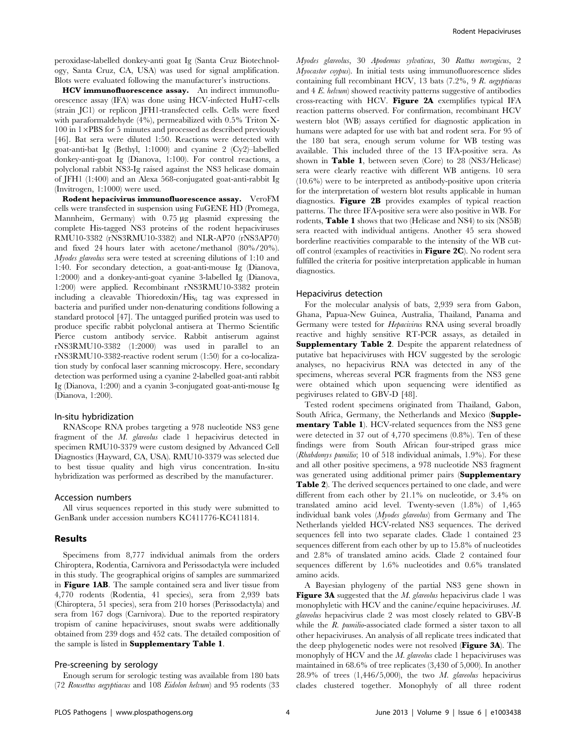peroxidase-labelled donkey-anti goat Ig (Santa Cruz Biotechnology, Santa Cruz, CA, USA) was used for signal amplification. Blots were evaluated following the manufacturer's instructions.

**HCV immunofluorescence assay.** An indirect immunofluorescence assay (IFA) was done using HCV-infected HuH7-cells (strain JC1) or replicon JFH1-transfected cells. Cells were fixed with paraformaldehyde (4%), permeabilized with 0.5% Triton X-100 in 1×PBS for 5 minutes and processed as described previously [46]. Bat sera were diluted 1:50. Reactions were detected with goat-anti-bat Ig (Bethyl, 1:1000) and cyanine 2 (Cy2)–labelled donkey-anti-goat Ig (Dianova, 1:100). For control reactions, a polyclonal rabbit NS3-Ig raised against the NS3 helicase domain of JFH1 (1:400) and an Alexa 568-conjugated goat-anti-rabbit Ig (Invitrogen, 1:1000) were used.

**Rodent hepacivirus immunofluorescence assay.** VeroFM cells were transfected in suspension using FuGENE HD (Promega, Mannheim, Germany) with 0.75 µg plasmid expressing the complete His-tagged NS3 proteins of the rodent hepaciviruses RMU10-3382 (rNS3RMU10-3382) and NLR-AP70 (rNS3AP70) and fixed 24 hours later with acetone/methanol (80%/20%). *Myodes glareolus* sera were tested at screening dilutions of 1:10 and 1:40. For secondary detection, a goat-anti-mouse Ig (Dianova, 1:2000) and a donkey-anti-goat cyanine 3-labelled Ig (Dianova, 1:200) were applied. Recombinant rNS3RMU10-3382 protein including a cleavable Thioredoxin/$His_6$ tag was expressed in bacteria and purified under non-denaturing conditions following a standard protocol [47]. The untagged purified protein was used to produce specific rabbit polyclonal antisera at Thermo Scientific Pierce custom antibody service. Rabbit antiserum against rNS3RMU10-3382 (1:2000) was used in parallel to an rNS3RMU10-3382-reactive rodent serum (1:50) for a co-localization study by confocal laser scanning microscopy. Here, secondary detection was performed using a cyanine 2-labelled goat-anti rabbit Ig (Dianova, 1:200) and a cyanin 3-conjugated goat-anti-mouse Ig (Dianova, 1:200).

### In-situ hybridization

RNAScope RNA probes targeting a 978 nucleotide NS3 gene fragment of the *M. glareolus* clade 1 hepacivirus detected in specimen RMU10-3379 were custom designed by Advanced Cell Diagnostics (Hayward, CA, USA). RMU10-3379 was selected due to best tissue quality and high virus concentration. In-situ hybridization was performed as described by the manufacturer.

### Accession numbers

All virus sequences reported in this study were submitted to GenBank under accession numbers KC411776-KC411814.

## Results

Specimens from 8,777 individual animals from the orders Chiroptera, Rodentia, Carnivora and Perissodactyla were included in this study. The geographical origins of samples are summarized in **Figure 1AB**. The sample contained sera and liver tissue from 4,770 rodents (Rodentia, 41 species), sera from 2,939 bats (Chiroptera, 51 species), sera from 210 horses (Perissodactyla) and sera from 167 dogs (Carnivora). Due to the reported respiratory tropism of canine hepaciviruses, snout swabs were additionally obtained from 239 dogs and 452 cats. The detailed composition of the sample is listed in **Supplementary Table 1**.

### Pre-screening by serology

Enough serum for serologic testing was available from 180 bats (72 *Rousettus aegyptiacus* and 108 *Eidolon helvum*) and 95 rodents (33 *Myodes glareolus*, 30 *Apodemus sylvaticus*, 30 *Rattus norvegicus*, 2 *Myocastor coypus*). In initial tests using immunofluorescence slides containing full recombinant HCV, 13 bats (7.2%, 9 *R. aegyptiacus* and 4 *E. helvum*) showed reactivity patterns suggestive of antibodies cross-reacting with HCV. **Figure 2A** exemplifies typical IFA reaction patterns observed. For confirmation, recombinant HCV western blot (WB) assays certified for diagnostic application in humans were adapted for use with bat and rodent sera. For 95 of the 180 bat sera, enough serum volume for WB testing was available. This included three of the 13 IFA-positive sera. As shown in **Table 1**, between seven (Core) to 28 (NS3/Helicase) sera were clearly reactive with different WB antigens. 10 sera (10.6%) were to be interpreted as antibody-positive upon criteria for the interpretation of western blot results applicable in human diagnostics. **Figure 2B** provides examples of typical reaction patterns. The three IFA-positive sera were also positive in WB. For rodents, **Table 1** shows that two (Helicase and NS4) to six (NS5B) sera reacted with individual antigens. Another 45 sera showed borderline reactivities comparable to the intensity of the WB cut-off control (examples of reactivities in **Figure 2C**). No rodent sera fulfilled the criteria for positive interpretation applicable in human diagnostics.

### Hepacivirus detection

For the molecular analysis of bats, 2,939 sera from Gabon, Ghana, Papua-New Guinea, Australia, Thailand, Panama and Germany were tested for *Hepacivirus* RNA using several broadly reactive and highly sensitive RT-PCR assays, as detailed in **Supplementary Table 2**. Despite the apparent relatedness of putative bat hepaciviruses with HCV suggested by the serologic analyses, no hepacivirus RNA was detected in any of the specimens, whereas several PCR fragments from the NS3 gene were obtained which upon sequencing were identified as pegiviruses related to GBV-D [48].

Tested rodent specimens originated from Thailand, Gabon, South Africa, Germany, the Netherlands and Mexico (**Supplementary Table 1**). HCV-related sequences from the NS3 gene were detected in 37 out of 4,770 specimens (0.8%). Ten of these findings were from South African four-striped grass mice (*Rhabdomys pumilio*; 10 of 518 individual animals, 1.9%). For these and all other positive specimens, a 978 nucleotide NS3 fragment was generated using additional primer pairs (**Supplementary Table 2**). The derived sequences pertained to one clade, and were different from each other by 21.1% on nucleotide, or 3.4% on translated amino acid level. Twenty-seven (1.8%) of 1,465 individual bank voles (*Myodes glareolus*) from Germany and The Netherlands yielded HCV-related NS3 sequences. The derived sequences fell into two separate clades. Clade 1 contained 23 sequences different from each other by up to 15.8% of nucleotides and 2.8% of translated amino acids. Clade 2 contained four sequences different by 1.6% nucleotides and 0.6% translated amino acids.

A Bayesian phylogeny of the partial NS3 gene shown in **Figure 3A** suggested that the *M. glareolus* hepacivirus clade 1 was monophyletic with HCV and the canine/equine hepaciviruses. *M. glareolus* hepacivirus clade 2 was most closely related to GBV-B while the *R. pumilio*-associated clade formed a sister taxon to all other hepaciviruses. An analysis of all replicate trees indicated that the deep phylogenetic nodes were not resolved (**Figure 3A**). The monophyly of HCV and the *M. glareolus* clade 1 hepaciviruses was maintained in 68.6% of tree replicates (3,430 of 5,000). In another 28.9% of trees (1,446/5,000), the two *M. glareolus* hepacivirus clades clustered together. Monophyly of all three rodent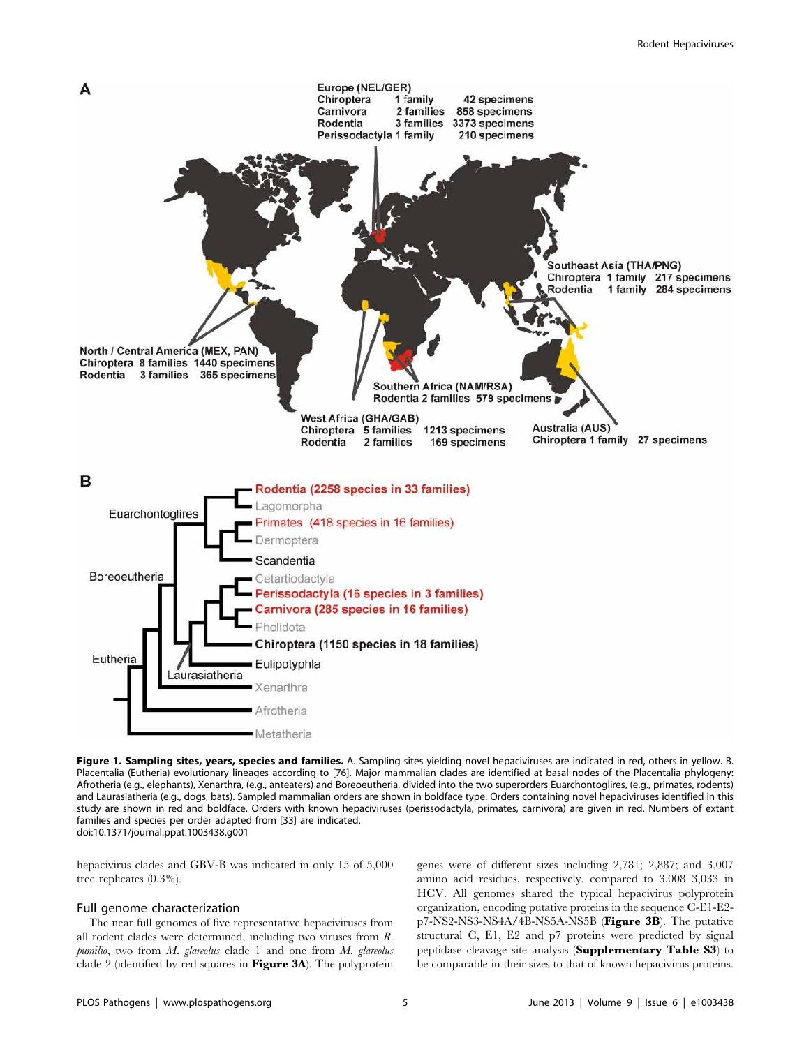**Figure 1. Sampling sites, years, species and families.** A. Sampling sites yielding novel hepaciviruses are indicated in red, others in yellow. B. Placentalia (Eutheria) evolutionary lineages according to [76]. Major mammalian clades are identified at basal nodes of the Placentalia phylogeny: Afrotheria (e.g., elephants), Xenarthra, (e.g., anteaters) and Boreoeutheria, divided into the two superorders Euarchontoglires, (e.g., primates, rodents) and Laurasiatheria (e.g., dogs, bats). Sampled mammalian orders are shown in boldface type. Orders containing novel hepaciviruses identified in this study are shown in red and boldface. Orders with known hepaciviruses (perissodactyla, primates, carnivora) are given in red. Numbers of extant families and species per order adapted from [33] are indicated.
doi:10.1371/journal.ppat.1003438.g001

hepacivirus clades and GBV-B was indicated in only 15 of 5,000 tree replicates (0.3%).

## Full genome characterization

The near full genomes of five representative hepaciviruses from all rodent clades were determined, including two viruses from *R. pumilio*, two from *M. glareolus* clade 1 and one from *M. glareolus* clade 2 (identified by red squares in **Figure 3A**). The polyprotein genes were of different sizes including 2,781; 2,887; and 3,007 amino acid residues, respectively, compared to 3,008–3,033 in HCV. All genomes shared the typical hepacivirus polyprotein organization, encoding putative proteins in the sequence C-E1-E2-p7-NS2-NS3-NS4A/4B-NS5A-NS5B (**Figure 3B**). The putative structural C, E1, E2 and p7 proteins were predicted by signal peptidase cleavage site analysis (**Supplementary Table S3**) to be comparable in their sizes to that of known hepacivirus proteins.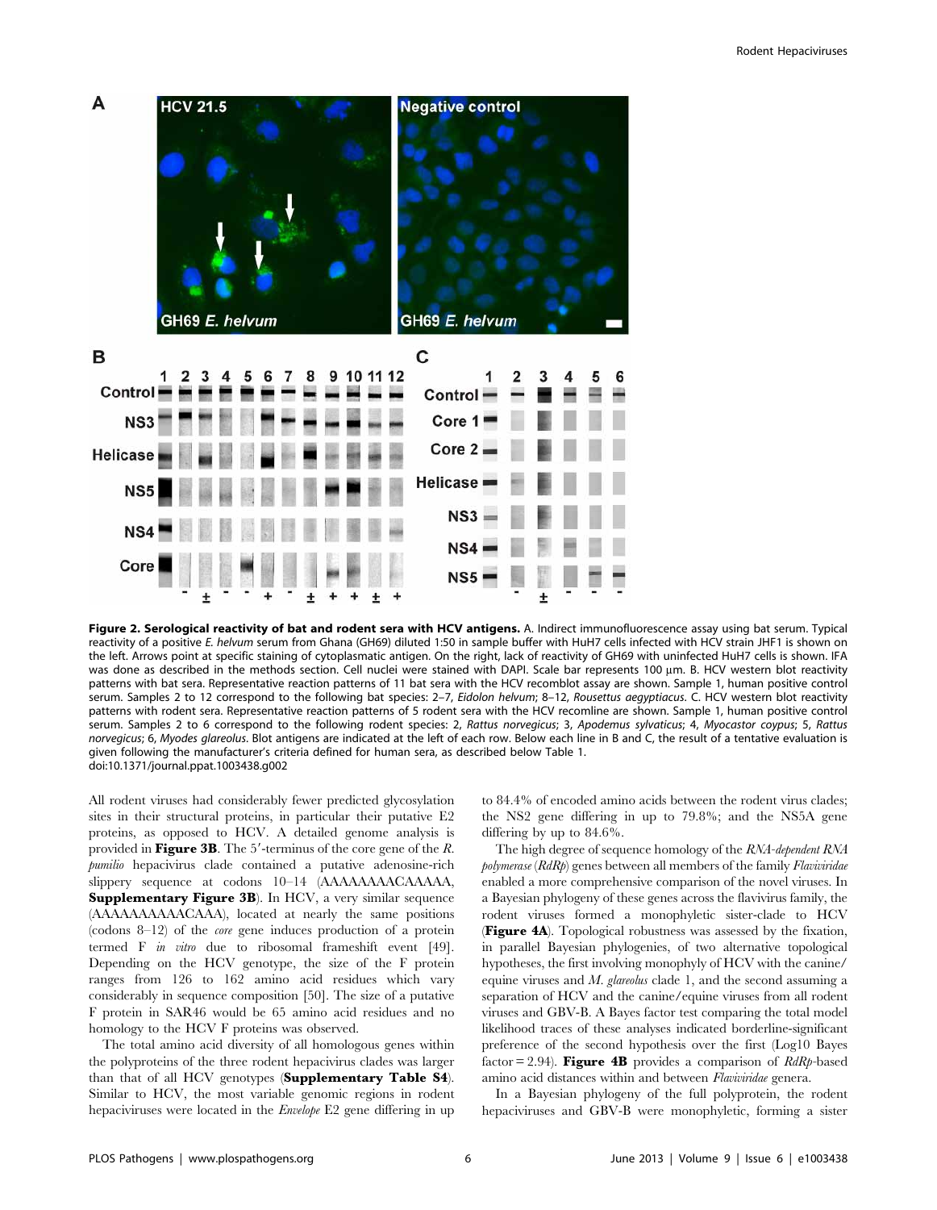**Figure 2. Serological reactivity of bat and rodent sera with HCV antigens.** A. Indirect immunofluorescence assay using bat serum. Typical reactivity of a positive *E. helvum* serum from Ghana (GH69) diluted 1:50 in sample buffer with HuH7 cells infected with HCV strain JHF1 is shown on the left. Arrows point at specific staining of cytoplasmatic antigen. On the right, lack of reactivity of GH69 with uninfected HuH7 cells is shown. IFA was done as described in the methods section. Cell nuclei were stained with DAPI. Scale bar represents 100 µm. B. HCV western blot reactivity patterns with bat sera. Representative reaction patterns of 11 bat sera with the HCV recomblot assay are shown. Sample 1, human positive control serum. Samples 2 to 12 correspond to the following bat species: 2–7, *Eidolon helvum*; 8–12, *Rousettus aegyptiacus*. C. HCV western blot reactivity patterns with rodent sera. Representative reaction patterns of 5 rodent sera with the HCV recomline are shown. Sample 1, human positive control serum. Samples 2 to 6 correspond to the following rodent species: 2, *Rattus norvegicus*; 3, *Apodemus sylvaticus*; 4, *Myocastor coypus*; 5, *Rattus norvegicus*; 6, *Myodes glareolus*. Blot antigens are indicated at the left of each row. Below each line in B and C, the result of a tentative evaluation is given following the manufacturer's criteria defined for human sera, as described below Table 1.
doi:10.1371/journal.ppat.1003438.g002

All rodent viruses had considerably fewer predicted glycosylation sites in their structural proteins, in particular their putative E2 proteins, as opposed to HCV. A detailed genome analysis is provided in **Figure 3B**. The 5′-terminus of the core gene of the *R. pumilio* hepacivirus clade contained a putative adenosine-rich slippery sequence at codons 10–14 (AAAAAAAACAAAAA, **Supplementary Figure 3B**). In HCV, a very similar sequence (AAAAAAAAAACAAA), located at nearly the same positions (codons 8–12) of the *core* gene induces production of a protein termed F *in vitro* due to ribosomal frameshift event [49]. Depending on the HCV genotype, the size of the F protein ranges from 126 to 162 amino acid residues which vary considerably in sequence composition [50]. The size of a putative F protein in SAR46 would be 65 amino acid residues and no homology to the HCV F proteins was observed.

The total amino acid diversity of all homologous genes within the polyproteins of the three rodent hepacivirus clades was larger than that of all HCV genotypes (**Supplementary Table S4**). Similar to HCV, the most variable genomic regions in rodent hepaciviruses were located in the *Envelope* E2 gene differing in up to 84.4% of encoded amino acids between the rodent virus clades; the NS2 gene differing in up to 79.8%; and the NS5A gene differing by up to 84.6%.

The high degree of sequence homology of the *RNA-dependent RNA polymerase* (*RdRp*) genes between all members of the family *Flaviviridae* enabled a more comprehensive comparison of the novel viruses. In a Bayesian phylogeny of these genes across the flavivirus family, the rodent viruses formed a monophyletic sister-clade to HCV (**Figure 4A**). Topological robustness was assessed by the fixation, in parallel Bayesian phylogenies, of two alternative topological hypotheses, the first involving monophyly of HCV with the canine/equine viruses and *M. glareolus* clade 1, and the second assuming a separation of HCV and the canine/equine viruses from all rodent viruses and GBV-B. A Bayes factor test comparing the total model likelihood traces of these analyses indicated borderline-significant preference of the second hypothesis over the first (Log10 Bayes factor = 2.94). **Figure 4B** provides a comparison of *RdRp*-based amino acid distances within and between *Flaviviridae* genera.

In a Bayesian phylogeny of the full polyprotein, the rodent hepaciviruses and GBV-B were monophyletic, forming a sister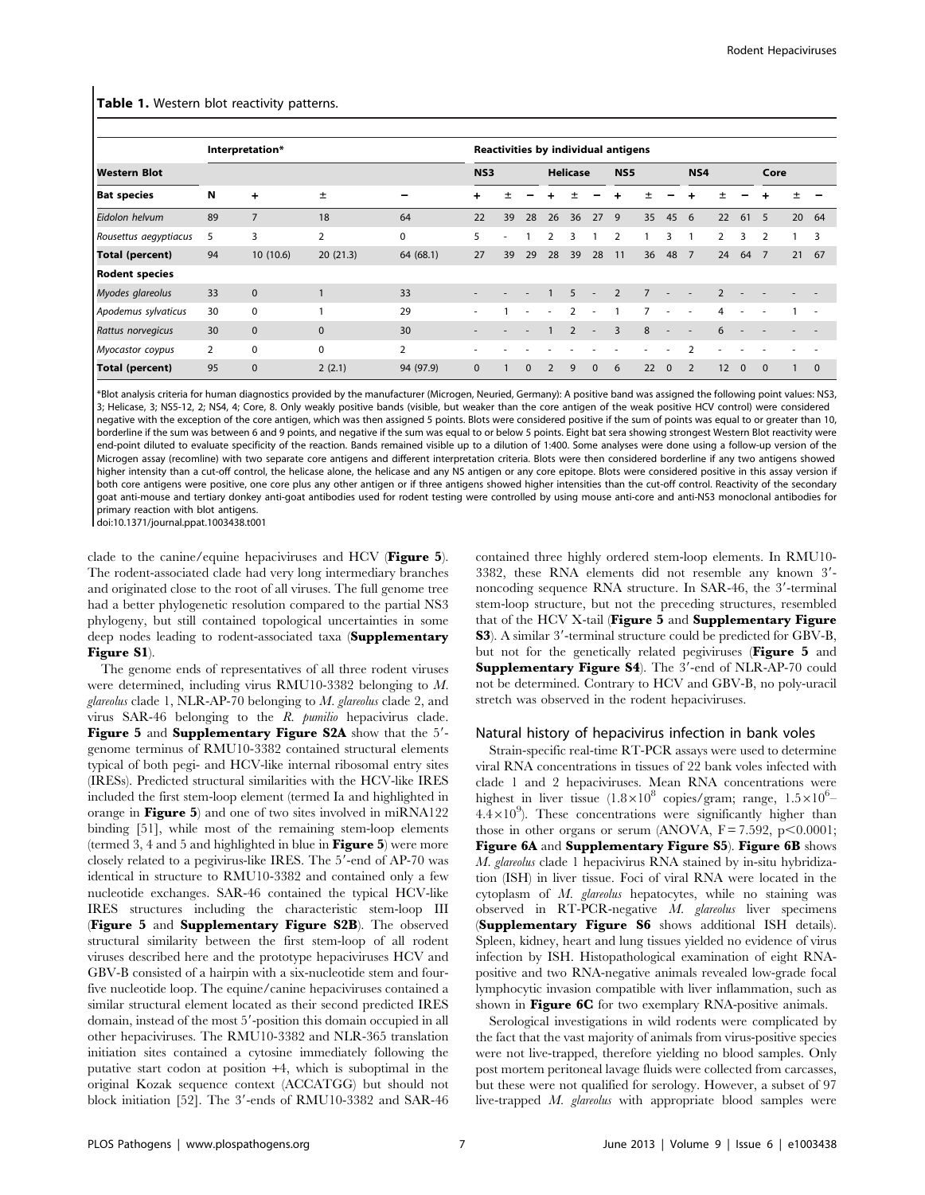**Table 1.** Western blot reactivity patterns.

| Western Blot | Interpretation* | | | | Reactivities by individual antigens | | | | | | | | | | | | | | |
|---|---|---|---|---|---|---|---|---|---|---|---|---|---|---|---|---|---|---|---|
| | | | | | NS3 | | | Helicase | | | NS5 | | | NS4 | | | Core | | |
| **Bat species** | **N** | **+** | **±** | **−** | **+** | **±** | **−** | **+** | **±** | **−** | **+** | **±** | **−** | **+** | **±** | **−** | **+** | **±** | **−** |
| *Eidolon helvum* | 89 | 7 | 18 | 64 | 22 | 39 | 28 | 26 | 36 | 27 | 9 | 35 | 45 | 6 | 22 | 61 | 5 | 20 | 64 |
| *Rousettus aegyptiacus* | 5 | 3 | 2 | 0 | 5 | - | 1 | 2 | 3 | 1 | 2 | 1 | 3 | 1 | 2 | 3 | 2 | 1 | 3 |
| **Total (percent)** | 94 | 10 (10.6) | 20 (21.3) | 64 (68.1) | 27 | 39 | 29 | 28 | 39 | 28 | 11 | 36 | 48 | 7 | 24 | 64 | 7 | 21 | 67 |
| **Rodent species** | | | | | | | | | | | | | | | | | | | |
| *Myodes glareolus* | 33 | 0 | 1 | 33 | - | - | - | 1 | 5 | - | 2 | 7 | - | - | 2 | - | - | - | - |
| *Apodemus sylvaticus* | 30 | 0 | 1 | 29 | - | 1 | - | - | 2 | - | 1 | 7 | - | - | 4 | - | - | 1 | - |
| *Rattus norvegicus* | 30 | 0 | 0 | 30 | - | - | - | 1 | 2 | - | 3 | 8 | - | - | 6 | - | - | - | - |
| *Myocastor coypus* | 2 | 0 | 0 | 2 | - | - | - | - | - | - | - | - | - | 2 | - | - | - | - | - |
| **Total (percent)** | 95 | 0 | 2 (2.1) | 94 (97.9) | 0 | 1 | 0 | 2 | 9 | 0 | 6 | 22 | 0 | 2 | 12 | 0 | 0 | 1 | 0 |

*Blot analysis criteria for human diagnostics provided by the manufacturer (Microgen, Neuried, Germany): A positive band was assigned the following point values: NS3, 3; Helicase, 3; NS5-12, 2; NS4, 4; Core, 8. Only weakly positive bands (visible, but weaker than the core antigen of the weak positive HCV control) were considered negative with the exception of the core antigen, which was then assigned 5 points. Blots were considered positive if the sum of points was equal to or greater than 10, borderline if the sum was between 6 and 9 points, and negative if the sum was equal to or below 5 points. Eight bat sera showing strongest Western Blot reactivity were end-point diluted to evaluate specificity of the reaction. Bands remained visible up to a dilution of 1:400. Some analyses were done using a follow-up version of the Microgen assay (recomline) with two separate core antigens and different interpretation criteria. Blots were then considered borderline if any two antigens showed higher intensity than a cut-off control, the helicase alone, the helicase and any NS antigen or any core epitope. Blots were considered positive in this assay version if both core antigens were positive, one core plus any other antigen or if three antigens showed higher intensities than the cut-off control. Reactivity of the secondary goat anti-mouse and tertiary donkey anti-goat antibodies used for rodent testing were controlled by using mouse anti-core and anti-NS3 monoclonal antibodies for primary reaction with blot antigens.
doi:10.1371/journal.ppat.1003438.t001

clade to the canine/equine hepaciviruses and HCV (**Figure 5**). The rodent-associated clade had very long intermediary branches and originated close to the root of all viruses. The full genome tree had a better phylogenetic resolution compared to the partial NS3 phylogeny, but still contained topological uncertainties in some deep nodes leading to rodent-associated taxa (**Supplementary Figure S1**).

The genome ends of representatives of all three rodent viruses were determined, including virus RMU10-3382 belonging to *M. glareolus* clade 1, NLR-AP-70 belonging to *M. glareolus* clade 2, and virus SAR-46 belonging to the *R. pumilio* hepacivirus clade. **Figure 5** and **Supplementary Figure S2A** show that the 5′-genome terminus of RMU10-3382 contained structural elements typical of both pegi- and HCV-like internal ribosomal entry sites (IRESs). Predicted structural similarities with the HCV-like IRES included the first stem-loop element (termed Ia and highlighted in orange in **Figure 5**) and one of two sites involved in miRNA122 binding [51], while most of the remaining stem-loop elements (termed 3, 4 and 5 and highlighted in blue in **Figure 5**) were more closely related to a pegivirus-like IRES. The 5′-end of AP-70 was identical in structure to RMU10-3382 and contained only a few nucleotide exchanges. SAR-46 contained the typical HCV-like IRES structures including the characteristic stem-loop III (**Figure 5** and **Supplementary Figure S2B**). The observed structural similarity between the first stem-loop of all rodent viruses described here and the prototype hepaciviruses HCV and GBV-B consisted of a hairpin with a six-nucleotide stem and four-five nucleotide loop. The equine/canine hepaciviruses contained a similar structural element located as their second predicted IRES domain, instead of the most 5′-position this domain occupied in all other hepaciviruses. The RMU10-3382 and NLR-365 translation initiation sites contained a cytosine immediately following the putative start codon at position +4, which is suboptimal in the original Kozak sequence context (ACCATGG) but should not block initiation [52]. The 3′-ends of RMU10-3382 and SAR-46 contained three highly ordered stem-loop elements. In RMU10-3382, these RNA elements did not resemble any known 3′-noncoding sequence RNA structure. In SAR-46, the 3′-terminal stem-loop structure, but not the preceding structures, resembled that of the HCV X-tail (**Figure 5** and **Supplementary Figure S3**). A similar 3′-terminal structure could be predicted for GBV-B, but not for the genetically related pegiviruses (**Figure 5** and **Supplementary Figure S4**). The 3′-end of NLR-AP-70 could not be determined. Contrary to HCV and GBV-B, no poly-uracil stretch was observed in the rodent hepaciviruses.

### Natural history of hepacivirus infection in bank voles

Strain-specific real-time RT-PCR assays were used to determine viral RNA concentrations in tissues of 22 bank voles infected with clade 1 and 2 hepaciviruses. Mean RNA concentrations were highest in liver tissue ($1.8\times10^{8}$ copies/gram; range, $1.5\times10^{6}$–$4.4\times10^{9}$). These concentrations were significantly higher than those in other organs or serum (ANOVA, $F = 7.592$, $p<0.0001$; **Figure 6A** and **Supplementary Figure S5**). **Figure 6B** shows *M. glareolus* clade 1 hepacivirus RNA stained by in-situ hybridization (ISH) in liver tissue. Foci of viral RNA were located in the cytoplasm of *M. glareolus* hepatocytes, while no staining was observed in RT-PCR-negative *M. glareolus* liver specimens (**Supplementary Figure S6** shows additional ISH details). Spleen, kidney, heart and lung tissues yielded no evidence of virus infection by ISH. Histopathological examination of eight RNA-positive and two RNA-negative animals revealed low-grade focal lymphocytic invasion compatible with liver inflammation, such as shown in **Figure 6C** for two exemplary RNA-positive animals.

Serological investigations in wild rodents were complicated by the fact that the vast majority of animals from virus-positive species were not live-trapped, therefore yielding no blood samples. Only post mortem peritoneal lavage fluids were collected from carcasses, but these were not qualified for serology. However, a subset of 97 live-trapped *M. glareolus* with appropriate blood samples were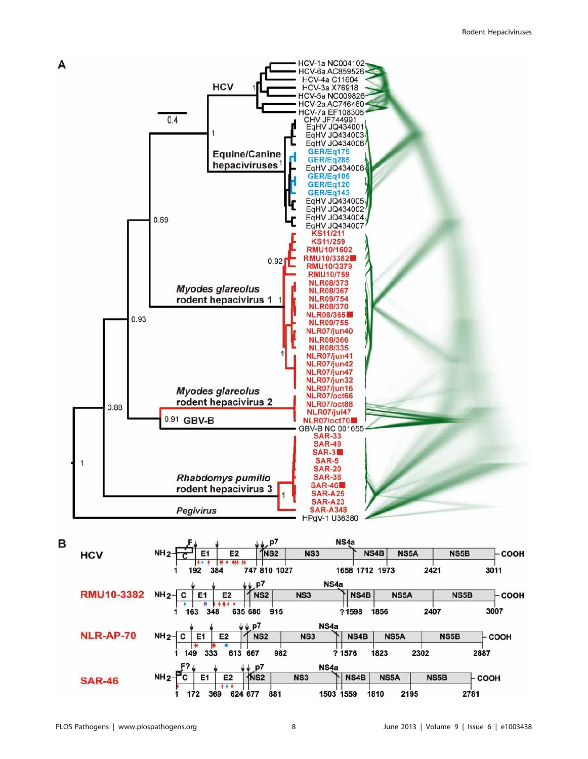**A**

HCV

- HCV-1a NC004102
- HCV-6a AC859526
- HCV-4a C11604
- HCV-3a X76918
- HCV-5a NC009826
- HCV-2a AC746460
- HCV-7a EF108306

Equine/Canine hepaciviruses[1]

- CHV JF744991
- EqHV JQ434001
- EqHV JQ434003
- EqHV JQ434006
- GER/Eq179
- GER/Eq285
- EqHV JQ434008
- GER/Eq105
- GER/Eq120
- GER/Eq143
- EqHV JQ434005
- EqHV JQ434002
- EqHV JQ434004
- EqHV JQ434007

*Myodes glareolus* rodent hepacivirus 1

- KS11/211
- KS11/259
- RMU10/1602
- RMU10/3382
- RMU10/3379
- RMU10/759
- NLR08/373
- NLR08/367
- NLR09/754
- NLR08/370
- NLR08/365
- NLR09/755
- NLR07/jun40
- NLR08/366
- NLR08/335
- NLR07/jun41
- NLR07/jun42
- NLR07/jun47
- NLR07/jun32
- NLR07/jun16

*Myodes glareolus* rodent hepacivirus 2

- NLR07/oct66
- NLR07/oct88
- NLR07/jul47
- NLR07/oct70

GBV-B

- GBV-B NC 001655

*Rhabdomys pumilio* rodent hepacivirus 3

- SAR-33
- SAR-49
- SAR-3
- SAR-5
- SAR-20
- SAR-38
- SAR-46
- SAR-A25
- SAR-A23
- SAR-A348

*Pegivirus*

- HPgV-1 U36380

Scale bar: 0.4. Node support values: 1, 1, 1, 0.69, 0.92, 1, 1, 0.93, 0.91, 0.88, 1, 1.

**B**

HCV: NH2 – F, C, E1, E2, p7, NS2, NS3, NS4a, NS4B, NS5A, NS5B – COOH; positions 1, 192, 384, 747, 810, 1027, 1658, 1712, 1973, 2421, 3011

RMU10-3382: NH2 – C, E1, E2, p7, NS2, NS3, NS4a, NS4B, NS5A, NS5B – COOH; positions 1, 163, 348, 635, 680, 915, ? 1598, 1856, 2407, 3007

NLR-AP-70: NH2 – C, E1, E2, p7, NS2, NS3, NS4a, NS4B, NS5A, NS5B – COOH; positions 1, 149, 333, 613, 667, 982, ? 1576, 1823, 2302, 2887

SAR-46: NH2 – F?, C, E1, E2, p7, NS2, NS3, NS4a, NS4B, NS5A, NS5B – COOH; positions 1, 172, 369, 624, 677, 881, 1503, 1559, 1810, 2195, 2781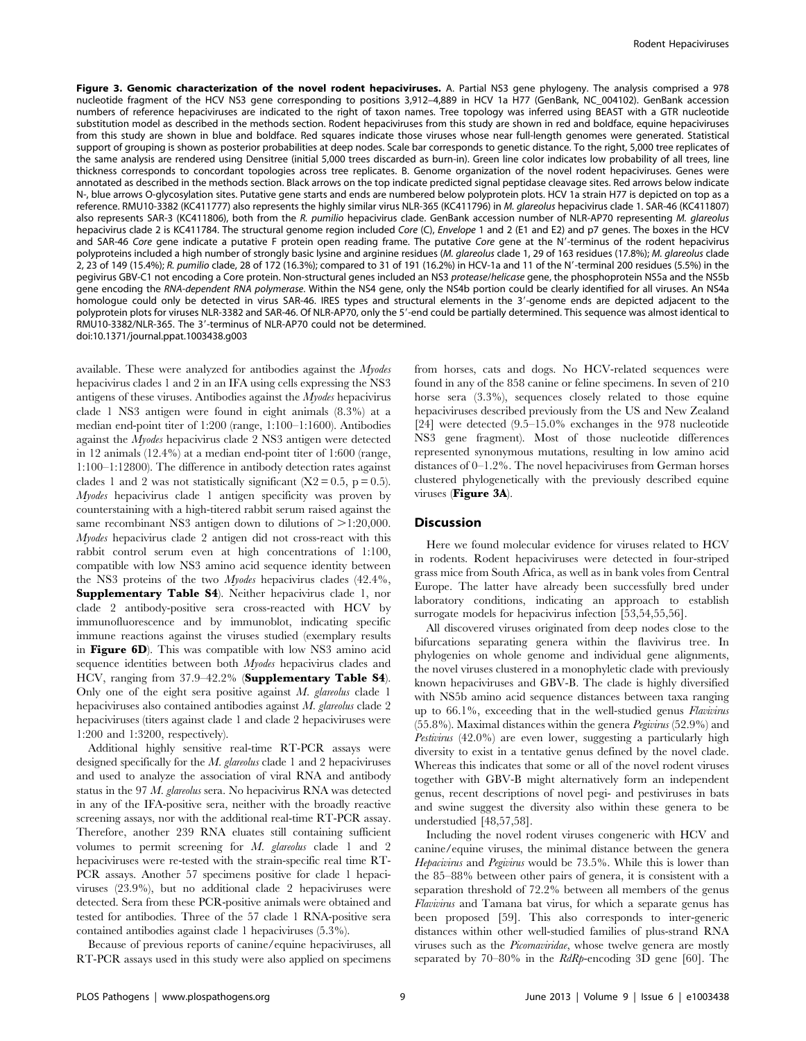**Figure 3. Genomic characterization of the novel rodent hepaciviruses.** A. Partial NS3 gene phylogeny. The analysis comprised a 978 nucleotide fragment of the HCV NS3 gene corresponding to positions 3,912–4,889 in HCV 1a H77 (GenBank, NC_004102). GenBank accession numbers of reference hepaciviruses are indicated to the right of taxon names. Tree topology was inferred using BEAST with a GTR nucleotide substitution model as described in the methods section. Rodent hepaciviruses from this study are shown in red and boldface, equine hepaciviruses from this study are shown in blue and boldface. Red squares indicate those viruses whose near full-length genomes were generated. Statistical support of grouping is shown as posterior probabilities at deep nodes. Scale bar corresponds to genetic distance. To the right, 5,000 tree replicates of the same analysis are rendered using Densitree (initial 5,000 trees discarded as burn-in). Green line color indicates low probability of all trees, line thickness corresponds to concordant topologies across tree replicates. B. Genome organization of the novel rodent hepaciviruses. Genes were annotated as described in the methods section. Black arrows on the top indicate predicted signal peptidase cleavage sites. Red arrows below indicate N-, blue arrows O-glycosylation sites. Putative gene starts and ends are numbered below polyprotein plots. HCV 1a strain H77 is depicted on top as a reference. RMU10-3382 (KC411777) also represents the highly similar virus NLR-365 (KC411796) in *M. glareolus* hepacivirus clade 1. SAR-46 (KC411807) also represents SAR-3 (KC411806), both from the *R. pumilio* hepacivirus clade. GenBank accession number of NLR-AP70 representing *M. glareolus* hepacivirus clade 2 is KC411784. The structural genome region included *Core* (C), *Envelope* 1 and 2 (E1 and E2) and p7 genes. The boxes in the HCV and SAR-46 *Core* gene indicate a putative F protein open reading frame. The putative *Core* gene at the N′-terminus of the rodent hepacivirus polyproteins included a high number of strongly basic lysine and arginine residues (*M. glareolus* clade 1, 29 of 163 residues (17.8%); *M. glareolus* clade 2, 23 of 149 (15.4%); *R. pumilio* clade, 28 of 172 (16.3%); compared to 31 of 191 (16.2%) in HCV-1a and 11 of the N′-terminal 200 residues (5.5%) in the pegivirus GBV-C1 not encoding a Core protein. Non-structural genes included an NS3 *protease/helicase* gene, the phosphoprotein NS5a and the NS5b gene encoding the *RNA-dependent RNA polymerase*. Within the NS4 gene, only the NS4b portion could be clearly identified for all viruses. An NS4a homologue could only be detected in virus SAR-46. IRES types and structural elements in the 3′-genome ends are depicted adjacent to the polyprotein plots for viruses NLR-3382 and SAR-46. Of NLR-AP70, only the 5′-end could be partially determined. This sequence was almost identical to RMU10-3382/NLR-365. The 3′-terminus of NLR-AP70 could not be determined.
doi:10.1371/journal.ppat.1003438.g003

available. These were analyzed for antibodies against the *Myodes* hepacivirus clades 1 and 2 in an IFA using cells expressing the NS3 antigens of these viruses. Antibodies against the *Myodes* hepacivirus clade 1 NS3 antigen were found in eight animals (8.3%) at a median end-point titer of 1:200 (range, 1:100–1:1600). Antibodies against the *Myodes* hepacivirus clade 2 NS3 antigen were detected in 12 animals (12.4%) at a median end-point titer of 1:600 (range, 1:100–1:12800). The difference in antibody detection rates against clades 1 and 2 was not statistically significant ($X2 = 0.5$, $p = 0.5$). *Myodes* hepacivirus clade 1 antigen specificity was proven by counterstaining with a high-titered rabbit serum raised against the same recombinant NS3 antigen down to dilutions of >1:20,000. *Myodes* hepacivirus clade 2 antigen did not cross-react with this rabbit control serum even at high concentrations of 1:100, compatible with low NS3 amino acid sequence identity between the NS3 proteins of the two *Myodes* hepacivirus clades (42.4%, **Supplementary Table S4**). Neither hepacivirus clade 1, nor clade 2 antibody-positive sera cross-reacted with HCV by immunofluorescence and by immunoblot, indicating specific immune reactions against the viruses studied (exemplary results in **Figure 6D**). This was compatible with low NS3 amino acid sequence identities between both *Myodes* hepacivirus clades and HCV, ranging from 37.9–42.2% (**Supplementary Table S4**). Only one of the eight sera positive against *M. glareolus* clade 1 hepaciviruses also contained antibodies against *M. glareolus* clade 2 hepaciviruses (titers against clade 1 and clade 2 hepaciviruses were 1:200 and 1:3200, respectively).

Additional highly sensitive real-time RT-PCR assays were designed specifically for the *M. glareolus* clade 1 and 2 hepaciviruses and used to analyze the association of viral RNA and antibody status in the 97 *M. glareolus* sera. No hepacivirus RNA was detected in any of the IFA-positive sera, neither with the broadly reactive screening assays, nor with the additional real-time RT-PCR assay. Therefore, another 239 RNA eluates still containing sufficient volumes to permit screening for *M. glareolus* clade 1 and 2 hepaciviruses were re-tested with the strain-specific real time RT-PCR assays. Another 57 specimens positive for clade 1 hepaciviruses (23.9%), but no additional clade 2 hepaciviruses were detected. Sera from these PCR-positive animals were obtained and tested for antibodies. Three of the 57 clade 1 RNA-positive sera contained antibodies against clade 1 hepaciviruses (5.3%).

Because of previous reports of canine/equine hepaciviruses, all RT-PCR assays used in this study were also applied on specimens from horses, cats and dogs. No HCV-related sequences were found in any of the 858 canine or feline specimens. In seven of 210 horse sera (3.3%), sequences closely related to those equine hepaciviruses described previously from the US and New Zealand [24] were detected (9.5–15.0% exchanges in the 978 nucleotide NS3 gene fragment). Most of those nucleotide differences represented synonymous mutations, resulting in low amino acid distances of 0–1.2%. The novel hepaciviruses from German horses clustered phylogenetically with the previously described equine viruses (**Figure 3A**).

## Discussion

Here we found molecular evidence for viruses related to HCV in rodents. Rodent hepaciviruses were detected in four-striped grass mice from South Africa, as well as in bank voles from Central Europe. The latter have already been successfully bred under laboratory conditions, indicating an approach to establish surrogate models for hepacivirus infection [53,54,55,56].

All discovered viruses originated from deep nodes close to the bifurcations separating genera within the flavivirus tree. In phylogenies on whole genome and individual gene alignments, the novel viruses clustered in a monophyletic clade with previously known hepaciviruses and GBV-B. The clade is highly diversified with NS5b amino acid sequence distances between taxa ranging up to 66.1%, exceeding that in the well-studied genus *Flavivirus* (55.8%). Maximal distances within the genera *Pegivirus* (52.9%) and *Pestivirus* (42.0%) are even lower, suggesting a particularly high diversity to exist in a tentative genus defined by the novel clade. Whereas this indicates that some or all of the novel rodent viruses together with GBV-B might alternatively form an independent genus, recent descriptions of novel pegi- and pestiviruses in bats and swine suggest the diversity also within these genera to be understudied [48,57,58].

Including the novel rodent viruses congeneric with HCV and canine/equine viruses, the minimal distance between the genera *Hepacivirus* and *Pegivirus* would be 73.5%. While this is lower than the 85–88% between other pairs of genera, it is consistent with a separation threshold of 72.2% between all members of the genus *Flavivirus* and Tamana bat virus, for which a separate genus has been proposed [59]. This also corresponds to inter-generic distances within other well-studied families of plus-strand RNA viruses such as the *Picornaviridae*, whose twelve genera are mostly separated by 70–80% in the *RdRp*-encoding 3D gene [60]. The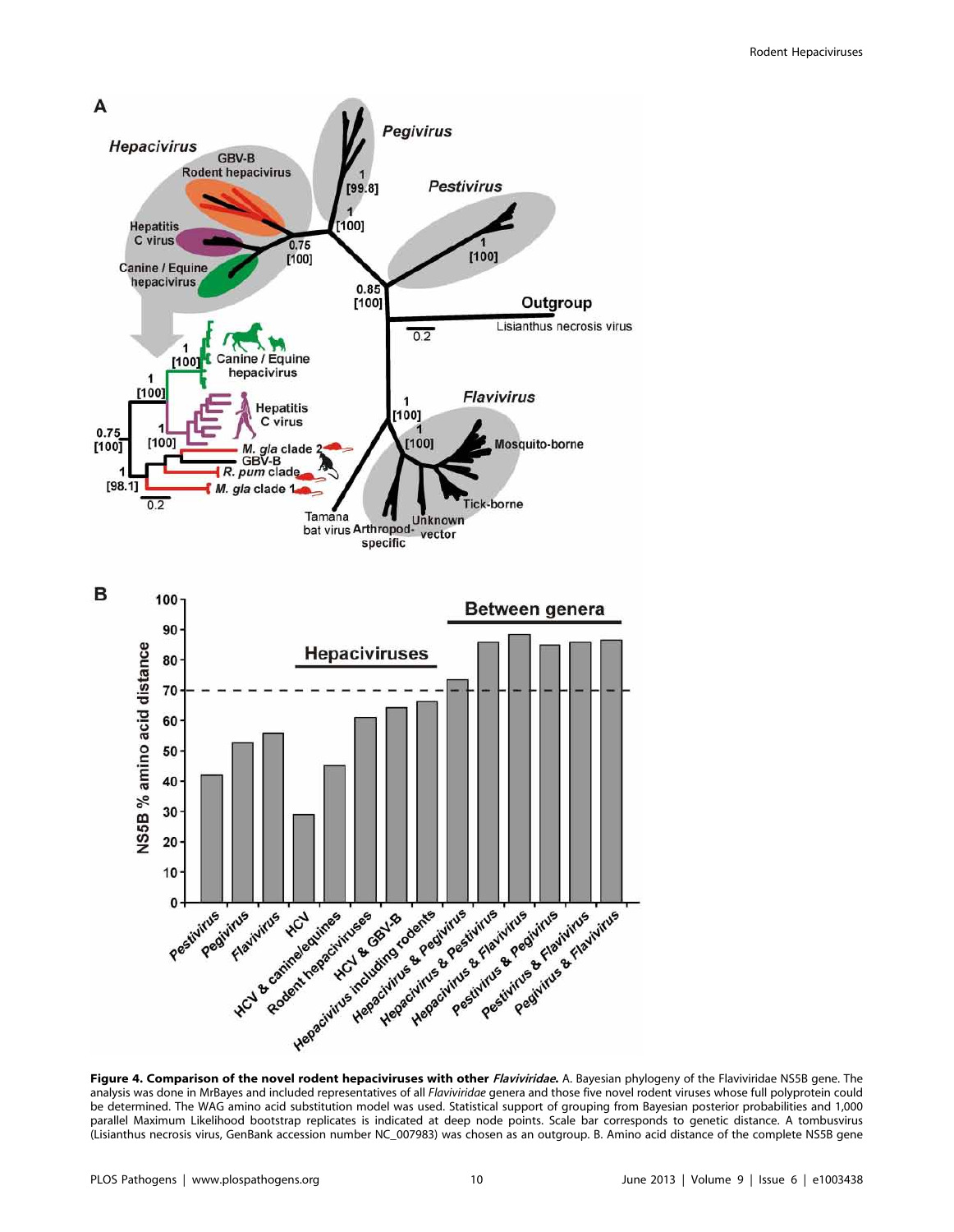**Figure 4. Comparison of the novel rodent hepaciviruses with other *Flaviviridae*.** A. Bayesian phylogeny of the Flaviviridae NS5B gene. The analysis was done in MrBayes and included representatives of all *Flaviviridae* genera and those five novel rodent viruses whose full polyprotein could be determined. The WAG amino acid substitution model was used. Statistical support of grouping from Bayesian posterior probabilities and 1,000 parallel Maximum Likelihood bootstrap replicates is indicated at deep node points. Scale bar corresponds to genetic distance. A tombusvirus (Lisianthus necrosis virus, GenBank accession number NC_007983) was chosen as an outgroup. B. Amino acid distance of the complete NS5B gene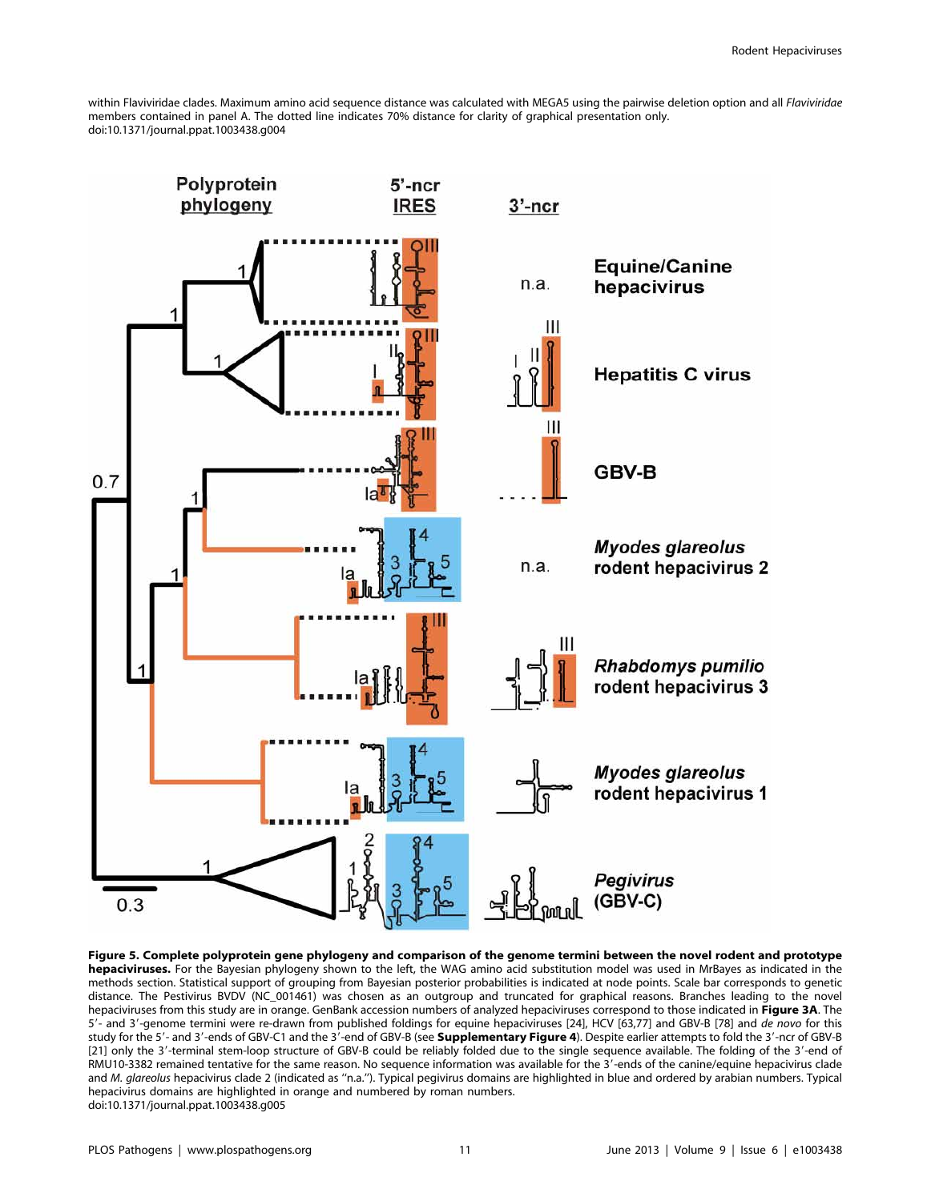within Flaviviridae clades. Maximum amino acid sequence distance was calculated with MEGA5 using the pairwise deletion option and all *Flaviviridae* members contained in panel A. The dotted line indicates 70% distance for clarity of graphical presentation only.
doi:10.1371/journal.ppat.1003438.g004

**Figure 5. Complete polyprotein gene phylogeny and comparison of the genome termini between the novel rodent and prototype hepaciviruses.** For the Bayesian phylogeny shown to the left, the WAG amino acid substitution model was used in MrBayes as indicated in the methods section. Statistical support of grouping from Bayesian posterior probabilities is indicated at node points. Scale bar corresponds to genetic distance. The Pestivirus BVDV (NC_001461) was chosen as an outgroup and truncated for graphical reasons. Branches leading to the novel hepaciviruses from this study are in orange. GenBank accession numbers of analyzed hepaciviruses correspond to those indicated in **Figure 3A**. The 5′- and 3′-genome termini were re-drawn from published foldings for equine hepaciviruses [24], HCV [63,77] and GBV-B [78] and *de novo* for this study for the 5′- and 3′-ends of GBV-C1 and the 3′-end of GBV-B (see **Supplementary Figure 4**). Despite earlier attempts to fold the 3′-ncr of GBV-B [21] only the 3′-terminal stem-loop structure of GBV-B could be reliably folded due to the single sequence available. The folding of the 3′-end of RMU10-3382 remained tentative for the same reason. No sequence information was available for the 3′-ends of the canine/equine hepacivirus clade and *M. glareolus* hepacivirus clade 2 (indicated as "n.a."). Typical pegivirus domains are highlighted in blue and ordered by arabian numbers. Typical hepacivirus domains are highlighted in orange and numbered by roman numbers.
doi:10.1371/journal.ppat.1003438.g005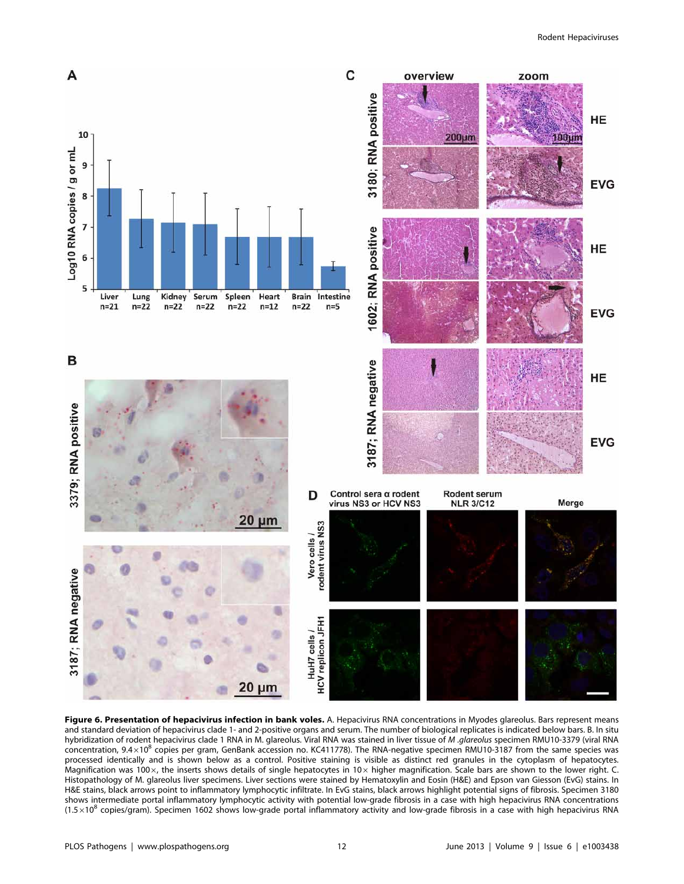**Figure 6. Presentation of hepacivirus infection in bank voles.** A. Hepacivirus RNA concentrations in Myodes glareolus. Bars represent means and standard deviation of hepacivirus clade 1- and 2-positive organs and serum. The number of biological replicates is indicated below bars. B. In situ hybridization of rodent hepacivirus clade 1 RNA in M. glareolus. Viral RNA was stained in liver tissue of *M .glareolus* specimen RMU10-3379 (viral RNA concentration, $9.4\times10^{8}$ copies per gram, GenBank accession no. KC411778). The RNA-negative specimen RMU10-3187 from the same species was processed identically and is shown below as a control. Positive staining is visible as distinct red granules in the cytoplasm of hepatocytes. Magnification was 100×, the inserts shows details of single hepatocytes in 10× higher magnification. Scale bars are shown to the lower right. C. Histopathology of M. glareolus liver specimens. Liver sections were stained by Hematoxylin and Eosin (H&E) and Epson van Giesson (EvG) stains. In H&E stains, black arrows point to inflammatory lymphocytic infiltrate. In EvG stains, black arrows highlight potential signs of fibrosis. Specimen 3180 shows intermediate portal inflammatory lymphocytic activity with potential low-grade fibrosis in a case with high hepacivirus RNA concentrations ($1.5\times10^{8}$ copies/gram). Specimen 1602 shows low-grade portal inflammatory activity and low-grade fibrosis in a case with high hepacivirus RNA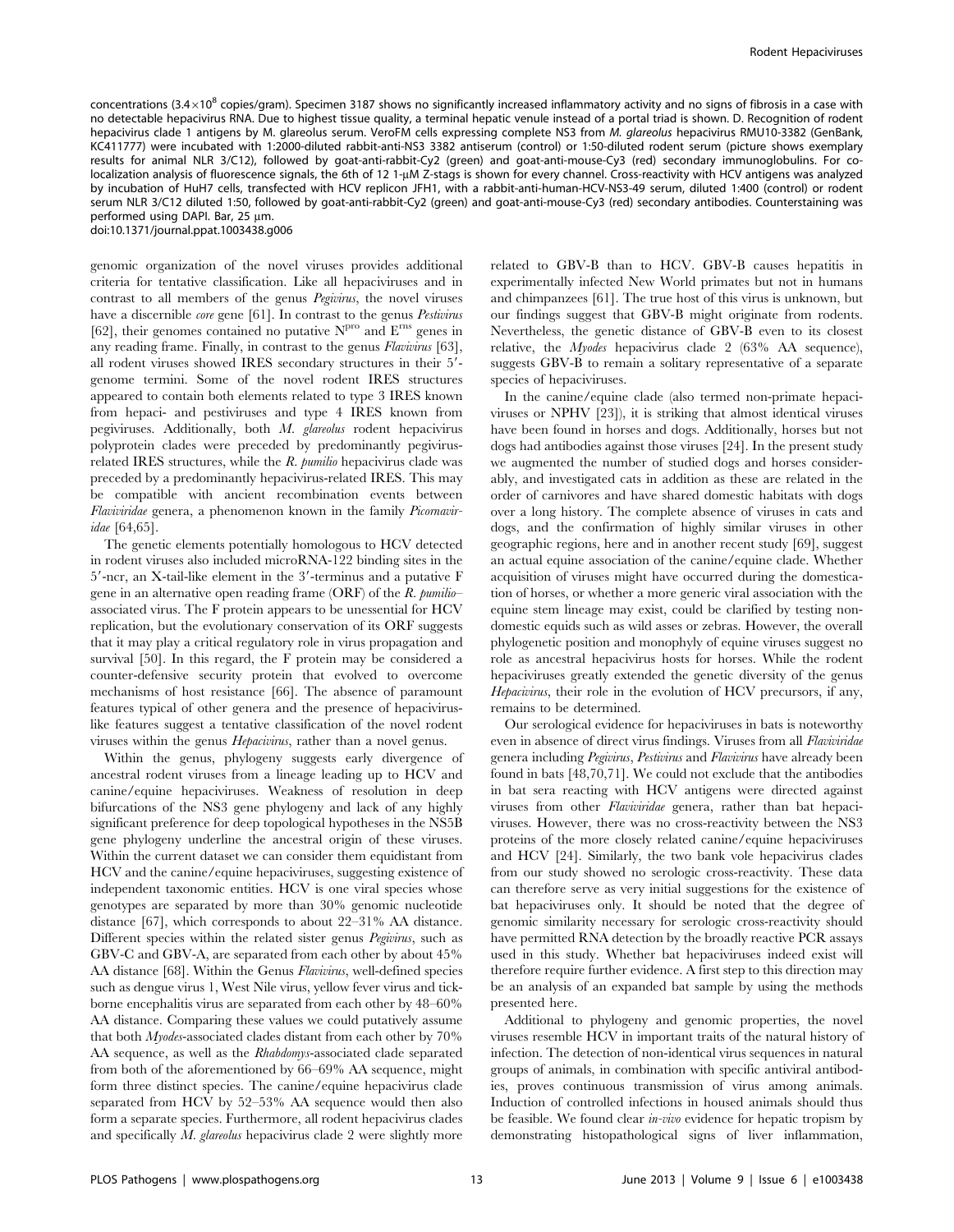concentrations ($3.4 \times 10^8$ copies/gram). Specimen 3187 shows no significantly increased inflammatory activity and no signs of fibrosis in a case with no detectable hepacivirus RNA. Due to highest tissue quality, a terminal hepatic venule instead of a portal triad is shown. D. Recognition of rodent hepacivirus clade 1 antigens by M. glareolus serum. VeroFM cells expressing complete NS3 from *M. glareolus* hepacivirus RMU10-3382 (GenBank, KC411777) were incubated with 1:2000-diluted rabbit-anti-NS3 3382 antiserum (control) or 1:50-diluted rodent serum (picture shows exemplary results for animal NLR 3/C12), followed by goat-anti-rabbit-Cy2 (green) and goat-anti-mouse-Cy3 (red) secondary immunoglobulins. For co-localization analysis of fluorescence signals, the 6th of 12 1-µM Z-stags is shown for every channel. Cross-reactivity with HCV antigens was analyzed by incubation of HuH7 cells, transfected with HCV replicon JFH1, with a rabbit-anti-human-HCV-NS3-49 serum, diluted 1:400 (control) or rodent serum NLR 3/C12 diluted 1:50, followed by goat-anti-rabbit-Cy2 (green) and goat-anti-mouse-Cy3 (red) secondary antibodies. Counterstaining was performed using DAPI. Bar, 25 µm.
doi:10.1371/journal.ppat.1003438.g006

genomic organization of the novel viruses provides additional criteria for tentative classification. Like all hepaciviruses and in contrast to all members of the genus *Pegivirus*, the novel viruses have a discernible *core* gene [61]. In contrast to the genus *Pestivirus* [62], their genomes contained no putative $N^{pro}$ and $E^{rns}$ genes in any reading frame. Finally, in contrast to the genus *Flavivirus* [63], all rodent viruses showed IRES secondary structures in their 5′-genome termini. Some of the novel rodent IRES structures appeared to contain both elements related to type 3 IRES known from hepaci- and pestiviruses and type 4 IRES known from pegiviruses. Additionally, both *M. glareolus* rodent hepacivirus polyprotein clades were preceded by predominantly pegivirus-related IRES structures, while the *R. pumilio* hepacivirus clade was preceded by a predominantly hepacivirus-related IRES. This may be compatible with ancient recombination events between *Flaviviridae* genera, a phenomenon known in the family *Picornaviridae* [64,65].

The genetic elements potentially homologous to HCV detected in rodent viruses also included microRNA-122 binding sites in the 5′-ncr, an X-tail-like element in the 3′-terminus and a putative F gene in an alternative open reading frame (ORF) of the *R. pumilio*–associated virus. The F protein appears to be unessential for HCV replication, but the evolutionary conservation of its ORF suggests that it may play a critical regulatory role in virus propagation and survival [50]. In this regard, the F protein may be considered a counter-defensive security protein that evolved to overcome mechanisms of host resistance [66]. The absence of paramount features typical of other genera and the presence of hepacivirus-like features suggest a tentative classification of the novel rodent viruses within the genus *Hepacivirus*, rather than a novel genus.

Within the genus, phylogeny suggests early divergence of ancestral rodent viruses from a lineage leading up to HCV and canine/equine hepaciviruses. Weakness of resolution in deep bifurcations of the NS3 gene phylogeny and lack of any highly significant preference for deep topological hypotheses in the NS5B gene phylogeny underline the ancestral origin of these viruses. Within the current dataset we can consider them equidistant from HCV and the canine/equine hepaciviruses, suggesting existence of independent taxonomic entities. HCV is one viral species whose genotypes are separated by more than 30% genomic nucleotide distance [67], which corresponds to about 22–31% AA distance. Different species within the related sister genus *Pegivirus*, such as GBV-C and GBV-A, are separated from each other by about 45% AA distance [68]. Within the Genus *Flavivirus*, well-defined species such as dengue virus 1, West Nile virus, yellow fever virus and tick-borne encephalitis virus are separated from each other by 48–60% AA distance. Comparing these values we could putatively assume that both *Myodes*-associated clades distant from each other by 70% AA sequence, as well as the *Rhabdomys*-associated clade separated from both of the aforementioned by 66–69% AA sequence, might form three distinct species. The canine/equine hepacivirus clade separated from HCV by 52–53% AA sequence would then also form a separate species. Furthermore, all rodent hepacivirus clades and specifically *M. glareolus* hepacivirus clade 2 were slightly more related to GBV-B than to HCV. GBV-B causes hepatitis in experimentally infected New World primates but not in humans and chimpanzees [61]. The true host of this virus is unknown, but our findings suggest that GBV-B might originate from rodents. Nevertheless, the genetic distance of GBV-B even to its closest relative, the *Myodes* hepacivirus clade 2 (63% AA sequence), suggests GBV-B to remain a solitary representative of a separate species of hepaciviruses.

In the canine/equine clade (also termed non-primate hepaciviruses or NPHV [23]), it is striking that almost identical viruses have been found in horses and dogs. Additionally, horses but not dogs had antibodies against those viruses [24]. In the present study we augmented the number of studied dogs and horses considerably, and investigated cats in addition as these are related in the order of carnivores and have shared domestic habitats with dogs over a long history. The complete absence of viruses in cats and dogs, and the confirmation of highly similar viruses in other geographic regions, here and in another recent study [69], suggest an actual equine association of the canine/equine clade. Whether acquisition of viruses might have occurred during the domestication of horses, or whether a more generic viral association with the equine stem lineage may exist, could be clarified by testing non-domestic equids such as wild asses or zebras. However, the overall phylogenetic position and monophyly of equine viruses suggest no role as ancestral hepacivirus hosts for horses. While the rodent hepaciviruses greatly extended the genetic diversity of the genus *Hepacivirus*, their role in the evolution of HCV precursors, if any, remains to be determined.

Our serological evidence for hepaciviruses in bats is noteworthy even in absence of direct virus findings. Viruses from all *Flaviviridae* genera including *Pegivirus*, *Pestivirus* and *Flavivirus* have already been found in bats [48,70,71]. We could not exclude that the antibodies in bat sera reacting with HCV antigens were directed against viruses from other *Flaviviridae* genera, rather than bat hepaciviruses. However, there was no cross-reactivity between the NS3 proteins of the more closely related canine/equine hepaciviruses and HCV [24]. Similarly, the two bank vole hepacivirus clades from our study showed no serologic cross-reactivity. These data can therefore serve as very initial suggestions for the existence of bat hepaciviruses only. It should be noted that the degree of genomic similarity necessary for serologic cross-reactivity should have permitted RNA detection by the broadly reactive PCR assays used in this study. Whether bat hepaciviruses indeed exist will therefore require further evidence. A first step to this direction may be an analysis of an expanded bat sample by using the methods presented here.

Additional to phylogeny and genomic properties, the novel viruses resemble HCV in important traits of the natural history of infection. The detection of non-identical virus sequences in natural groups of animals, in combination with specific antiviral antibodies, proves continuous transmission of virus among animals. Induction of controlled infections in housed animals should thus be feasible. We found clear *in-vivo* evidence for hepatic tropism by demonstrating histopathological signs of liver inflammation,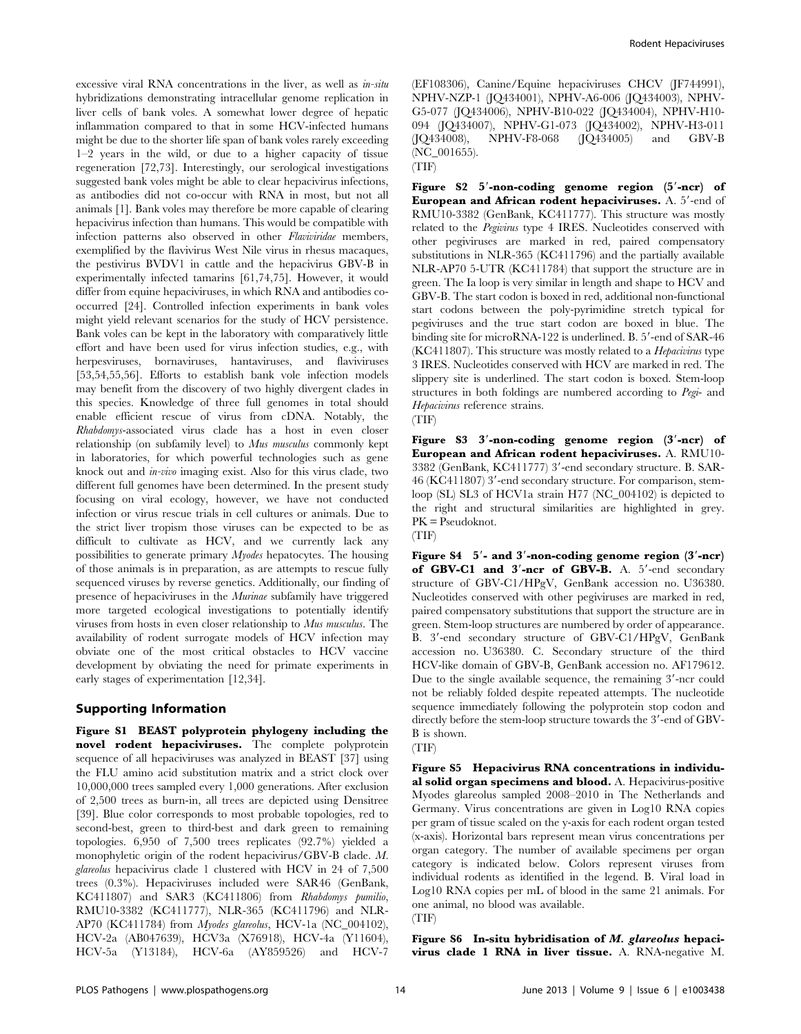excessive viral RNA concentrations in the liver, as well as *in-situ* hybridizations demonstrating intracellular genome replication in liver cells of bank voles. A somewhat lower degree of hepatic inflammation compared to that in some HCV-infected humans might be due to the shorter life span of bank voles rarely exceeding 1–2 years in the wild, or due to a higher capacity of tissue regeneration [72,73]. Interestingly, our serological investigations suggested bank voles might be able to clear hepacivirus infections, as antibodies did not co-occur with RNA in most, but not all animals [1]. Bank voles may therefore be more capable of clearing hepacivirus infection than humans. This would be compatible with infection patterns also observed in other *Flaviviridae* members, exemplified by the flavivirus West Nile virus in rhesus macaques, the pestivirus BVDV1 in cattle and the hepacivirus GBV-B in experimentally infected tamarins [61,74,75]. However, it would differ from equine hepaciviruses, in which RNA and antibodies co-occurred [24]. Controlled infection experiments in bank voles might yield relevant scenarios for the study of HCV persistence. Bank voles can be kept in the laboratory with comparatively little effort and have been used for virus infection studies, e.g., with herpesviruses, bornaviruses, hantaviruses, and flaviviruses [53,54,55,56]. Efforts to establish bank vole infection models may benefit from the discovery of two highly divergent clades in this species. Knowledge of three full genomes in total should enable efficient rescue of virus from cDNA. Notably, the *Rhabdomys*-associated virus clade has a host in even closer relationship (on subfamily level) to *Mus musculus* commonly kept in laboratories, for which powerful technologies such as gene knock out and *in-vivo* imaging exist. Also for this virus clade, two different full genomes have been determined. In the present study focusing on viral ecology, however, we have not conducted infection or virus rescue trials in cell cultures or animals. Due to the strict liver tropism those viruses can be expected to be as difficult to cultivate as HCV, and we currently lack any possibilities to generate primary *Myodes* hepatocytes. The housing of those animals is in preparation, as are attempts to rescue fully sequenced viruses by reverse genetics. Additionally, our finding of presence of hepaciviruses in the *Murinae* subfamily have triggered more targeted ecological investigations to potentially identify viruses from hosts in even closer relationship to *Mus musculus*. The availability of rodent surrogate models of HCV infection may obviate one of the most critical obstacles to HCV vaccine development by obviating the need for primate experiments in early stages of experimentation [12,34].

## Supporting Information

**Figure S1 BEAST polyprotein phylogeny including the novel rodent hepaciviruses.** The complete polyprotein sequence of all hepaciviruses was analyzed in BEAST [37] using the FLU amino acid substitution matrix and a strict clock over 10,000,000 trees sampled every 1,000 generations. After exclusion of 2,500 trees as burn-in, all trees are depicted using Densitree [39]. Blue color corresponds to most probable topologies, red to second-best, green to third-best and dark green to remaining topologies. 6,950 of 7,500 trees replicates (92.7%) yielded a monophyletic origin of the rodent hepacivirus/GBV-B clade. *M. glareolus* hepacivirus clade 1 clustered with HCV in 24 of 7,500 trees (0.3%). Hepaciviruses included were SAR46 (GenBank, KC411807) and SAR3 (KC411806) from *Rhabdomys pumilio*, RMU10-3382 (KC411777), NLR-365 (KC411796) and NLR-AP70 (KC411784) from *Myodes glareolus*, HCV-1a (NC_004102), HCV-2a (AB047639), HCV3a (X76918), HCV-4a (Y11604), HCV-5a (Y13184), HCV-6a (AY859526) and HCV-7 (EF108306), Canine/Equine hepaciviruses CHCV (JF744991), NPHV-NZP-1 (JQ434001), NPHV-A6-006 (JQ434003), NPHV-G5-077 (JQ434006), NPHV-B10-022 (JQ434004), NPHV-H10-094 (JQ434007), NPHV-G1-073 (JQ434002), NPHV-H3-011 (JQ434008), NPHV-F8-068 (JQ434005) and GBV-B (NC_001655).
(TIF)

**Figure S2 5′-non-coding genome region (5′-ncr) of European and African rodent hepaciviruses.** A. 5′-end of RMU10-3382 (GenBank, KC411777). This structure was mostly related to the *Pegivirus* type 4 IRES. Nucleotides conserved with other pegiviruses are marked in red, paired compensatory substitutions in NLR-365 (KC411796) and the partially available NLR-AP70 5-UTR (KC411784) that support the structure are in green. The Ia loop is very similar in length and shape to HCV and GBV-B. The start codon is boxed in red, additional non-functional start codons between the poly-pyrimidine stretch typical for pegiviruses and the true start codon are boxed in blue. The binding site for microRNA-122 is underlined. B. 5′-end of SAR-46 (KC411807). This structure was mostly related to a *Hepacivirus* type 3 IRES. Nucleotides conserved with HCV are marked in red. The slippery site is underlined. The start codon is boxed. Stem-loop structures in both foldings are numbered according to *Pegi-* and *Hepacivirus* reference strains.
(TIF)

**Figure S3 3′-non-coding genome region (3′-ncr) of European and African rodent hepaciviruses.** A. RMU10-3382 (GenBank, KC411777) 3′-end secondary structure. B. SAR-46 (KC411807) 3′-end secondary structure. For comparison, stem-loop (SL) SL3 of HCV1a strain H77 (NC_004102) is depicted to the right and structural similarities are highlighted in grey. PK = Pseudoknot.
(TIF)

**Figure S4 5′- and 3′-non-coding genome region (3′-ncr) of GBV-C1 and 3′-ncr of GBV-B.** A. 5′-end secondary structure of GBV-C1/HPgV, GenBank accession no. U36380. Nucleotides conserved with other pegiviruses are marked in red, paired compensatory substitutions that support the structure are in green. Stem-loop structures are numbered by order of appearance. B. 3′-end secondary structure of GBV-C1/HPgV, GenBank accession no. U36380. C. Secondary structure of the third HCV-like domain of GBV-B, GenBank accession no. AF179612. Due to the single available sequence, the remaining 3′-ncr could not be reliably folded despite repeated attempts. The nucleotide sequence immediately following the polyprotein stop codon and directly before the stem-loop structure towards the 3′-end of GBV-B is shown.
(TIF)

**Figure S5 Hepacivirus RNA concentrations in individual solid organ specimens and blood.** A. Hepacivirus-positive Myodes glareolus sampled 2008–2010 in The Netherlands and Germany. Virus concentrations are given in Log10 RNA copies per gram of tissue scaled on the y-axis for each rodent organ tested (x-axis). Horizontal bars represent mean virus concentrations per organ category. The number of available specimens per organ category is indicated below. Colors represent viruses from individual rodents as identified in the legend. B. Viral load in Log10 RNA copies per mL of blood in the same 21 animals. For one animal, no blood was available.
(TIF)

**Figure S6 In-situ hybridisation of *M. glareolus* hepacivirus clade 1 RNA in liver tissue.** A. RNA-negative M.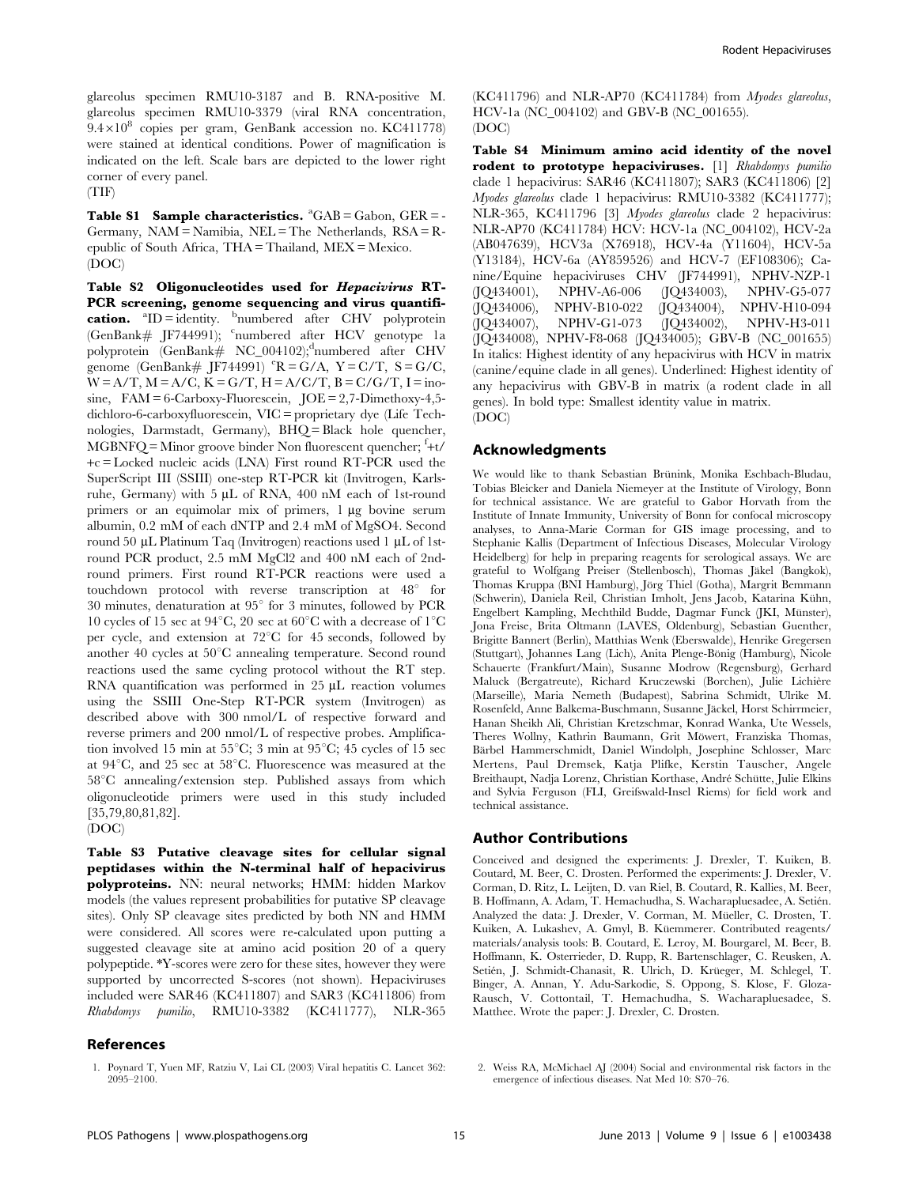glareolus specimen RMU10-3187 and B. RNA-positive M. glareolus specimen RMU10-3379 (viral RNA concentration, $9.4\times10^{8}$ copies per gram, GenBank accession no. KC411778) were stained at identical conditions. Power of magnification is indicated on the left. Scale bars are depicted to the lower right corner of every panel.
(TIF)

**Table S1 Sample characteristics.** [a]GAB = Gabon, GER = Germany, NAM = Namibia, NEL = The Netherlands, RSA = Republic of South Africa, THA = Thailand, MEX = Mexico.
(DOC)

**Table S2 Oligonucleotides used for *Hepacivirus* RT-PCR screening, genome sequencing and virus quantification.** [a]ID = identity. [b]numbered after CHV polyprotein (GenBank# JF744991); [c]numbered after HCV genotype 1a polyprotein (GenBank# NC_004102);[d]numbered after CHV genome (GenBank# JF744991) [e]R = G/A, Y = C/T, S = G/C, W = A/T, M = A/C, K = G/T, H = A/C/T, B = C/G/T, I = inosine, FAM = 6-Carboxy-Fluorescein, JOE = 2,7-Dimethoxy-4,5-dichloro-6-carboxyfluorescein, VIC = proprietary dye (Life Technologies, Darmstadt, Germany), BHQ = Black hole quencher, MGBNFQ = Minor groove binder Non fluorescent quencher; [f]+t/+c = Locked nucleic acids (LNA) First round RT-PCR used the SuperScript III (SSIII) one-step RT-PCR kit (Invitrogen, Karlsruhe, Germany) with 5 µL of RNA, 400 nM each of 1st-round primers or an equimolar mix of primers, 1 µg bovine serum albumin, 0.2 mM of each dNTP and 2.4 mM of MgSO4. Second round 50 µL Platinum Taq (Invitrogen) reactions used 1 µL of 1st-round PCR product, 2.5 mM MgCl2 and 400 nM each of 2nd-round primers. First round RT-PCR reactions were used a touchdown protocol with reverse transcription at 48° for 30 minutes, denaturation at 95° for 3 minutes, followed by PCR 10 cycles of 15 sec at 94°C, 20 sec at 60°C with a decrease of 1°C per cycle, and extension at 72°C for 45 seconds, followed by another 40 cycles at 50°C annealing temperature. Second round reactions used the same cycling protocol without the RT step. RNA quantification was performed in 25 µL reaction volumes using the SSIII One-Step RT-PCR system (Invitrogen) as described above with 300 nmol/L of respective forward and reverse primers and 200 nmol/L of respective probes. Amplification involved 15 min at 55°C; 3 min at 95°C; 45 cycles of 15 sec at 94°C, and 25 sec at 58°C. Fluorescence was measured at the 58°C annealing/extension step. Published assays from which oligonucleotide primers were used in this study included [35,79,80,81,82].
(DOC)

**Table S3 Putative cleavage sites for cellular signal peptidases within the N-terminal half of hepacivirus polyproteins.** NN: neural networks; HMM: hidden Markov models (the values represent probabilities for putative SP cleavage sites). Only SP cleavage sites predicted by both NN and HMM were considered. All scores were re-calculated upon putting a suggested cleavage site at amino acid position 20 of a query polypeptide. *Y-scores were zero for these sites, however they were supported by uncorrected S-scores (not shown). Hepaciviruses included were SAR46 (KC411807) and SAR3 (KC411806) from *Rhabdomys pumilio*, RMU10-3382 (KC411777), NLR-365 (KC411796) and NLR-AP70 (KC411784) from *Myodes glareolus*, HCV-1a (NC_004102) and GBV-B (NC_001655).
(DOC)

**Table S4 Minimum amino acid identity of the novel rodent to prototype hepaciviruses.** [1] *Rhabdomys pumilio* clade 1 hepacivirus: SAR46 (KC411807); SAR3 (KC411806) [2] *Myodes glareolus* clade 1 hepacivirus: RMU10-3382 (KC411777); NLR-365, KC411796 [3] *Myodes glareolus* clade 2 hepacivirus: NLR-AP70 (KC411784) HCV: HCV-1a (NC_004102), HCV-2a (AB047639), HCV3a (X76918), HCV-4a (Y11604), HCV-5a (Y13184), HCV-6a (AY859526) and HCV-7 (EF108306); Canine/Equine hepaciviruses CHV (JF744991), NPHV-NZP-1 (JQ434001), NPHV-A6-006 (JQ434003), NPHV-G5-077 (JQ434006), NPHV-B10-022 (JQ434004), NPHV-H10-094 (JQ434007), NPHV-G1-073 (JQ434002), NPHV-H3-011 (JQ434008), NPHV-F8-068 (JQ434005); GBV-B (NC_001655) In italics: Highest identity of any hepacivirus with HCV in matrix (canine/equine clade in all genes). Underlined: Highest identity of any hepacivirus with GBV-B in matrix (a rodent clade in all genes). In bold type: Smallest identity value in matrix.
(DOC)

## Acknowledgments

We would like to thank Sebastian Brünink, Monika Eschbach-Bludau, Tobias Bleicker and Daniela Niemeyer at the Institute of Virology, Bonn for technical assistance. We are grateful to Gabor Horvath from the Institute of Innate Immunity, University of Bonn for confocal microscopy analyses, to Anna-Marie Corman for GIS image processing, and to Stephanie Kallis (Department of Infectious Diseases, Molecular Virology Heidelberg) for help in preparing reagents for serological assays. We are grateful to Wolfgang Preiser (Stellenbosch), Thomas Jäkel (Bangkok), Thomas Kruppa (BNI Hamburg), Jörg Thiel (Gotha), Margrit Bemmann (Schwerin), Daniela Reil, Christian Imholt, Jens Jacob, Katarina Kühn, Engelbert Kampling, Mechthild Budde, Dagmar Funck (JKI, Münster), Jona Freise, Brita Oltmann (LAVES, Oldenburg), Sebastian Guenther, Brigitte Bannert (Berlin), Matthias Wenk (Eberswalde), Henrike Gregersen (Stuttgart), Johannes Lang (Lich), Anita Plenge-Bönig (Hamburg), Nicole Schauerte (Frankfurt/Main), Susanne Modrow (Regensburg), Gerhard Maluck (Bergatreute), Richard Kruczewski (Borchen), Julie Lichière (Marseille), Maria Nemeth (Budapest), Sabrina Schmidt, Ulrike M. Rosenfeld, Anne Balkema-Buschmann, Susanne Jäckel, Horst Schirrmeier, Hanan Sheikh Ali, Christian Kretzschmar, Konrad Wanka, Ute Wessels, Theres Wollny, Kathrin Baumann, Grit Möwert, Franziska Thomas, Bärbel Hammerschmidt, Daniel Windolph, Josephine Schlosser, Marc Mertens, Paul Dremsek, Katja Plifke, Kerstin Tauscher, Angele Breithaupt, Nadja Lorenz, Christian Korthase, André Schütte, Julie Elkins and Sylvia Ferguson (FLI, Greifswald-Insel Riems) for field work and technical assistance.

## Author Contributions

Conceived and designed the experiments: J. Drexler, T. Kuiken, B. Coutard, M. Beer, C. Drosten. Performed the experiments: J. Drexler, V. Corman, D. Ritz, L. Leijten, D. van Riel, B. Coutard, R. Kallies, M. Beer, B. Hoffmann, A. Adam, T. Hemachudha, S. Wacharapluesadee, A. Setién. Analyzed the data: J. Drexler, V. Corman, M. Müeller, C. Drosten, T. Kuiken, A. Lukashev, A. Gmyl, B. Küemmerer. Contributed reagents/materials/analysis tools: B. Coutard, E. Leroy, M. Bourgarel, M. Beer, B. Hoffmann, K. Osterrieder, D. Rupp, R. Bartenschlager, C. Reusken, A. Setién, J. Schmidt-Chanasit, R. Ulrich, D. Krüeger, M. Schlegel, T. Binger, A. Annan, Y. Adu-Sarkodie, S. Oppong, S. Klose, F. Gloza-Rausch, V. Cottontail, T. Hemachudha, S. Wacharapluesadee, S. Matthee. Wrote the paper: J. Drexler, C. Drosten.

## References

1. Poynard T, Yuen MF, Ratziu V, Lai CL (2003) Viral hepatitis C. Lancet 362: 2095–2100.
2. Weiss RA, McMichael AJ (2004) Social and environmental risk factors in the emergence of infectious diseases. Nat Med 10: S70–76.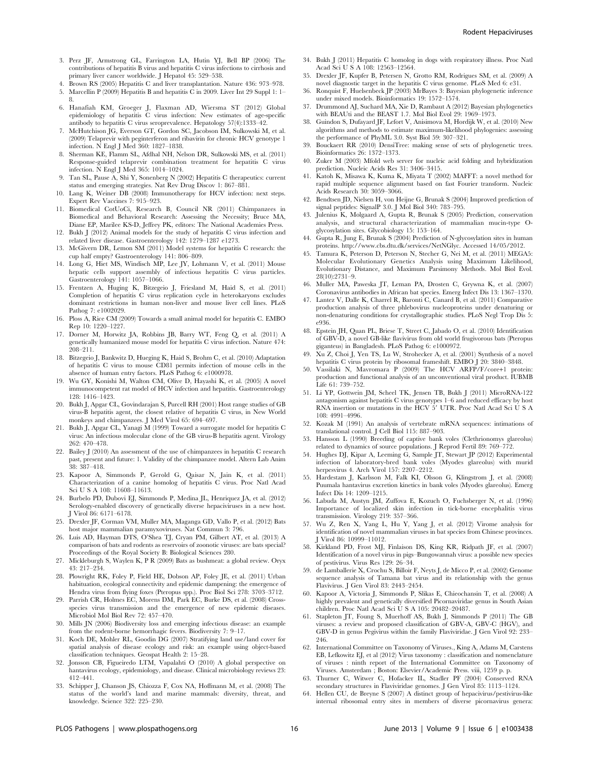3. Perz JF, Armstrong GL, Farrington LA, Hutin YJ, Bell BP (2006) The contributions of hepatitis B virus and hepatitis C virus infections to cirrhosis and primary liver cancer worldwide. J Hepatol 45: 529–538.
4. Brown RS (2005) Hepatitis C and liver transplantation. Nature 436: 973–978.
5. Marcellin P (2009) Hepatitis B and hepatitis C in 2009. Liver Int 29 Suppl 1: 1–8.
6. Hanafiah KM, Groeger J, Flaxman AD, Wiersma ST (2012) Global epidemiology of hepatitis C virus infection: New estimates of age-specific antibody to hepatitis C virus seroprevalence. Hepatology 57(4):1333–42.
7. McHutchison JG, Everson GT, Gordon SC, Jacobson IM, Sulkowski M, et al. (2009) Telaprevir with peginterferon and ribavirin for chronic HCV genotype 1 infection. N Engl J Med 360: 1827–1838.
8. Sherman KE, Flamm SL, Afdhal NH, Nelson DR, Sulkowski MS, et al. (2011) Response-guided telaprevir combination treatment for hepatitis C virus infection. N Engl J Med 365: 1014–1024.
9. Tan SL, Pause A, Shi Y, Sonenberg N (2002) Hepatitis C therapeutics: current status and emerging strategies. Nat Rev Drug Discov 1: 867–881.
10. Lang K, Weiner DB (2008) Immunotherapy for HCV infection: next steps. Expert Rev Vaccines 7: 915–923.
11. Biomedical CotUoCi, Research B, Council NR (2011) Chimpanzees in Biomedical and Behavioral Research: Assessing the Necessity; Bruce MA, Diane EP, Marilee KS-D, Jeffrey PK, editors: The National Academies Press.
12. Bukh J (2012) Animal models for the study of hepatitis C virus infection and related liver disease. Gastroenterology 142: 1279–1287 e1273.
13. McGivern DR, Lemon SM (2011) Model systems for hepatitis C research: the cup half empty? Gastroenterology 141: 806–809.
14. Long G, Hiet MS, Windisch MP, Lee JY, Lohmann V, et al. (2011) Mouse hepatic cells support assembly of infectious hepatitis C virus particles. Gastroenterology 141: 1057–1066.
15. Frentzen A, Huging K, Bitzegeio J, Friesland M, Haid S, et al. (2011) Completion of hepatitis C virus replication cycle in heterokaryons excludes dominant restrictions in human non-liver and mouse liver cell lines. PLoS Pathog 7: e1002029.
16. Ploss A, Rice CM (2009) Towards a small animal model for hepatitis C. EMBO Rep 10: 1220–1227.
17. Dorner M, Horwitz JA, Robbins JB, Barry WT, Feng Q, et al. (2011) A genetically humanized mouse model for hepatitis C virus infection. Nature 474: 208–211.
18. Bitzegeio J, Bankwitz D, Hueging K, Haid S, Brohm C, et al. (2010) Adaptation of hepatitis C virus to mouse CD81 permits infection of mouse cells in the absence of human entry factors. PLoS Pathog 6: e1000978.
19. Wu GY, Konishi M, Walton CM, Olive D, Hayashi K, et al. (2005) A novel immunocompetent rat model of HCV infection and hepatitis. Gastroenterology 128: 1416–1423.
20. Bukh J, Apgar CL, Govindarajan S, Purcell RH (2001) Host range studies of GB virus-B hepatitis agent, the closest relative of hepatitis C virus, in New World monkeys and chimpanzees. J Med Virol 65: 694–697.
21. Bukh J, Apgar CL, Yanagi M (1999) Toward a surrogate model for hepatitis C virus: An infectious molecular clone of the GB virus-B hepatitis agent. Virology 262: 470–478.
22. Bailey J (2010) An assessment of the use of chimpanzees in hepatitis C research past, present and future: 1. Validity of the chimpanzee model. Altern Lab Anim 38: 387–418.
23. Kapoor A, Simmonds P, Gerold G, Qaisar N, Jain K, et al. (2011) Characterization of a canine homolog of hepatitis C virus. Proc Natl Acad Sci U S A 108: 11608–11613.
24. Burbelo PD, Dubovi EJ, Simmonds P, Medina JL, Henriquez JA, et al. (2012) Serology-enabled discovery of genetically diverse hepaciviruses in a new host. J Virol 86: 6171–6178.
25. Drexler JF, Corman VM, Muller MA, Maganga GD, Vallo P, et al. (2012) Bats host major mammalian paramyxoviruses. Nat Commun 3: 796.
26. Luis AD, Hayman DTS, O'Shea TJ, Cryan PM, Gilbert AT, et al. (2013) A comparison of bats and rodents as reservoirs of zoonotic viruses: are bats special? Proceedings of the Royal Society B: Biological Sciences 280.
27. Mickleburgh S, Waylen K, P R (2009) Bats as bushmeat: a global review. Oryx 43: 217–234.
28. Plowright RK, Foley P, Field HE, Dobson AP, Foley JE, et al. (2011) Urban habituation, ecological connectivity and epidemic dampening: the emergence of Hendra virus from flying foxes (Pteropus spp.). Proc Biol Sci 278: 3703–3712.
29. Parrish CR, Holmes EC, Morens DM, Park EC, Burke DS, et al. (2008) Cross-species virus transmission and the emergence of new epidemic diseases. Microbiol Mol Biol Rev 72: 457–470.
30. Mills JN (2006) Biodiversity loss and emerging infectious disease: an example from the rodent-borne hemorrhagic fevers. Biodiversity 7: 9–17.
31. Koch DE, Mohler RL, Goodin DG (2007) Stratifying land use/land cover for spatial analysis of disease ecology and risk: an example using object-based classification techniques. Geospat Health 2: 15–28.
32. Jonsson CB, Figueiredo LTM, Vapalahti O (2010) A global perspective on hantavirus ecology, epidemiology, and disease. Clinical microbiology reviews 23: 412–441.
33. Schipper J, Chanson JS, Chiozza F, Cox NA, Hoffmann M, et al. (2008) The status of the world's land and marine mammals: diversity, threat, and knowledge. Science 322: 225–230.
34. Bukh J (2011) Hepatitis C homolog in dogs with respiratory illness. Proc Natl Acad Sci U S A 108: 12563–12564.
35. Drexler JF, Kupfer B, Petersen N, Grotto RM, Rodrigues SM, et al. (2009) A novel diagnostic target in the hepatitis C virus genome. PLoS Med 6: e31.
36. Ronquist F, Huelsenbeck JP (2003) MrBayes 3: Bayesian phylogenetic inference under mixed models. Bioinformatics 19: 1572–1574.
37. Drummond AJ, Suchard MA, Xie D, Rambaut A (2012) Bayesian phylogenetics with BEAUti and the BEAST 1.7. Mol Biol Evol 29: 1969–1973.
38. Guindon S, Dufayard JF, Lefort V, Anisimova M, Hordijk W, et al. (2010) New algorithms and methods to estimate maximum-likelihood phylogenies: assessing the performance of PhyML 3.0. Syst Biol 59: 307–321.
39. Bouckaert RR (2010) DensiTree: making sense of sets of phylogenetic trees. Bioinformatics 26: 1372–1373.
40. Zuker M (2003) Mfold web server for nucleic acid folding and hybridization prediction. Nucleic Acids Res 31: 3406–3415.
41. Katoh K, Misawa K, Kuma K, Miyata T (2002) MAFFT: a novel method for rapid multiple sequence alignment based on fast Fourier transform. Nucleic Acids Research 30: 3059–3066.
42. Bendtsen JD, Nielsen H, von Heijne G, Brunak S (2004) Improved prediction of signal peptides: SignalP 3.0. J Mol Biol 340: 783–795.
43. Julenius K, Mølgaard A, Gupta R, Brunak S (2005) Prediction, conservation analysis, and structural characterization of mammalian mucin-type O-glycosylation sites. Glycobiology 15: 153–164.
44. Gupta R, Jung E, Brunak S (2004) Prediction of N-glycosylation sites in human proteins. http://www.cbs.dtu.dk/services/NetNGlyc. Accessed 14/05/2012.
45. Tamura K, Peterson D, Peterson N, Stecher G, Nei M, et al. (2011) MEGA5: Molecular Evolutionary Genetics Analysis using Maximum Likelihood, Evolutionary Distance, and Maximum Parsimony Methods. Mol Biol Evol. 28(10):2731–9.
46. Muller MA, Paweska JT, Leman PA, Drosten C, Grywna K, et al. (2007) Coronavirus antibodies in African bat species. Emerg Infect Dis 13: 1367–1370.
47. Lantez V, Dalle K, Charrel R, Baronti C, Canard B, et al. (2011) Comparative production analysis of three phlebovirus nucleoproteins under denaturing or non-denaturing conditions for crystallographic studies. PLoS Negl Trop Dis 5: e936.
48. Epstein JH, Quan PL, Briese T, Street C, Jabado O, et al. (2010) Identification of GBV-D, a novel GB-like flavivirus from old world frugivorous bats (Pteropus giganteus) in Bangladesh. PLoS Pathog 6: e1000972.
49. Xu Z, Choi J, Yen TS, Lu W, Strohecker A, et al. (2001) Synthesis of a novel hepatitis C virus protein by ribosomal frameshift. EMBO J 20: 3840–3848.
50. Vassilaki N, Mavromara P (2009) The HCV ARFP/F/core+1 protein: production and functional analysis of an unconventional viral product. IUBMB Life 61: 739–752.
51. Li YP, Gottwein JM, Scheel TK, Jensen TB, Bukh J (2011) MicroRNA-122 antagonism against hepatitis C virus genotypes 1–6 and reduced efficacy by host RNA insertion or mutations in the HCV 5′ UTR. Proc Natl Acad Sci U S A 108: 4991–4996.
52. Kozak M (1991) An analysis of vertebrate mRNA sequences: intimations of translational control. J Cell Biol 115: 887–903.
53. Hansson L (1990) Breeding of captive bank voles (Clethrionomys glareolus) related to dynamics of source populations. J Reprod Fertil 89: 769–772.
54. Hughes DJ, Kipar A, Leeming G, Sample JT, Stewart JP (2012) Experimental infection of laboratory-bred bank voles (Myodes glareolus) with murid herpesvirus 4. Arch Virol 157: 2207–2212.
55. Hardestam J, Karlsson M, Falk KI, Olsson G, Klingstrom J, et al. (2008) Puumala hantavirus excretion kinetics in bank voles (Myodes glareolus). Emerg Infect Dis 14: 1209–1215.
56. Labuda M, Austyn JM, Zuffova E, Kozuch O, Fuchsberger N, et al. (1996) Importance of localized skin infection in tick-borne encephalitis virus transmission. Virology 219: 357–366.
57. Wu Z, Ren X, Yang L, Hu Y, Yang J, et al. (2012) Virome analysis for identification of novel mammalian viruses in bat species from Chinese provinces. J Virol 86: 10999–11012.
58. Kirkland PD, Frost MJ, Finlaison DS, King KR, Ridpath JF, et al. (2007) Identification of a novel virus in pigs–Bungowannah virus: a possible new species of pestivirus. Virus Res 129: 26–34.
59. de Lamballerie X, Crochu S, Billoir F, Neyts J, de Micco P, et al. (2002) Genome sequence analysis of Tamana bat virus and its relationship with the genus Flavivirus. J Gen Virol 83: 2443–2454.
60. Kapoor A, Victoria J, Simmonds P, Slikas E, Chieochansin T, et al. (2008) A highly prevalent and genetically diversified Picornaviridae genus in South Asian children. Proc Natl Acad Sci U S A 105: 20482–20487.
61. Stapleton JT, Foung S, Muerhoff AS, Bukh J, Simmonds P (2011) The GB viruses: a review and proposed classification of GBV-A, GBV-C (HGV), and GBV-D in genus Pegivirus within the family Flaviviridae. J Gen Virol 92: 233–246.
62. International Committee on Taxonomy of Viruses., King A, Adams M, Carstens EB, Lefkowitz EJ, et al (2012) Virus taxonomy : classification and nomenclature of viruses : ninth report of the International Committee on Taxonomy of Viruses. Amsterdam ; Boston: Elsevier/Academic Press. viii, 1259 p. p.
63. Thurner C, Witwer C, Hofacker IL, Stadler PF (2004) Conserved RNA secondary structures in Flaviviridae genomes. J Gen Virol 85: 1113–1124.
64. Hellen CU, de Breyne S (2007) A distinct group of hepacivirus/pestivirus-like internal ribosomal entry sites in members of diverse picornavirus genera: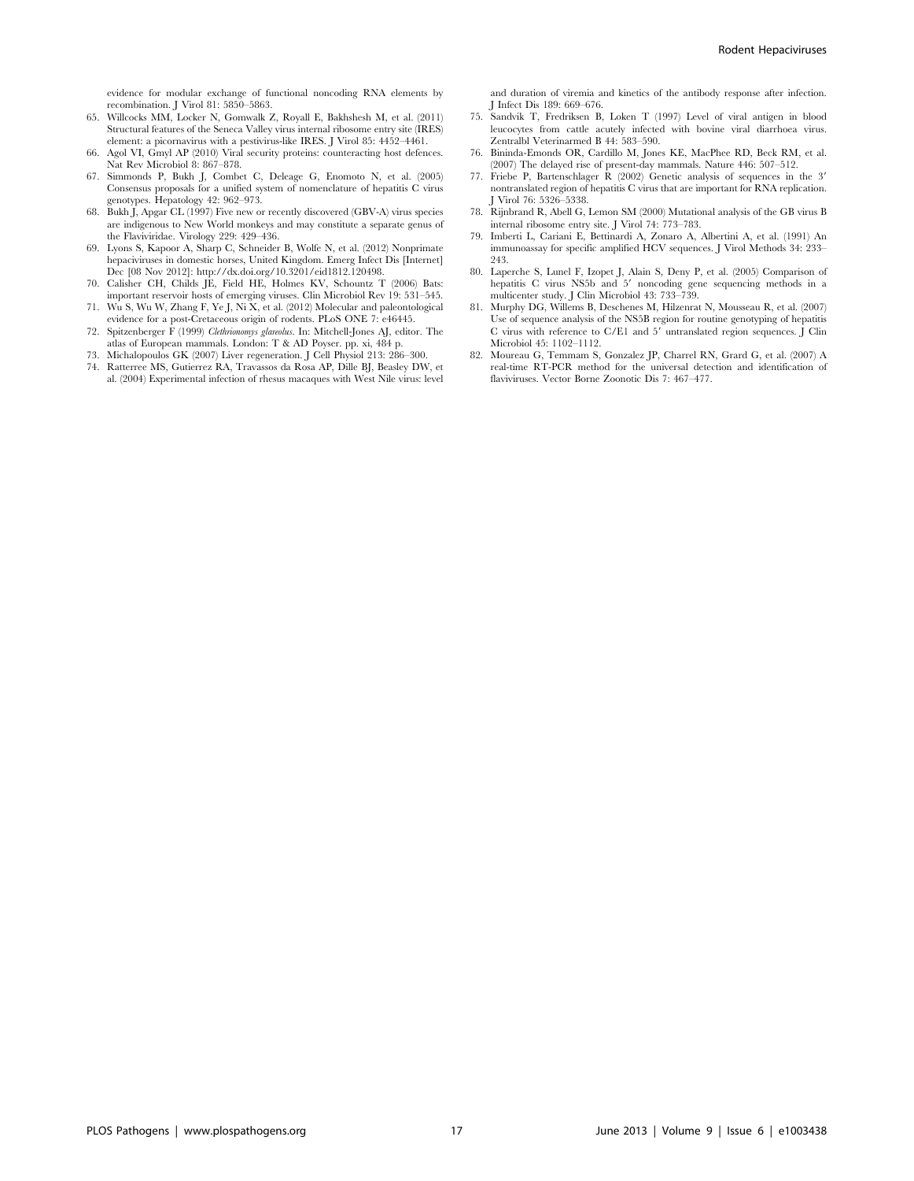evidence for modular exchange of functional noncoding RNA elements by recombination. J Virol 81: 5850–5863.

65. Willcocks MM, Locker N, Gomwalk Z, Royall E, Bakhshesh M, et al. (2011) Structural features of the Seneca Valley virus internal ribosome entry site (IRES) element: a picornavirus with a pestivirus-like IRES. J Virol 85: 4452–4461.
66. Agol VI, Gmyl AP (2010) Viral security proteins: counteracting host defences. Nat Rev Microbiol 8: 867–878.
67. Simmonds P, Bukh J, Combet C, Deleage G, Enomoto N, et al. (2005) Consensus proposals for a unified system of nomenclature of hepatitis C virus genotypes. Hepatology 42: 962–973.
68. Bukh J, Apgar CL (1997) Five new or recently discovered (GBV-A) virus species are indigenous to New World monkeys and may constitute a separate genus of the Flaviviridae. Virology 229: 429–436.
69. Lyons S, Kapoor A, Sharp C, Schneider B, Wolfe N, et al. (2012) Nonprimate hepaciviruses in domestic horses, United Kingdom. Emerg Infect Dis [Internet] Dec [08 Nov 2012]: http://dx.doi.org/10.3201/eid1812.120498.
70. Calisher CH, Childs JE, Field HE, Holmes KV, Schountz T (2006) Bats: important reservoir hosts of emerging viruses. Clin Microbiol Rev 19: 531–545.
71. Wu S, Wu W, Zhang F, Ye J, Ni X, et al. (2012) Molecular and paleontological evidence for a post-Cretaceous origin of rodents. PLoS ONE 7: e46445.
72. Spitzenberger F (1999) *Clethrionomys glareolus*. In: Mitchell-Jones AJ, editor. The atlas of European mammals. London: T & AD Poyser. pp. xi, 484 p.
73. Michalopoulos GK (2007) Liver regeneration. J Cell Physiol 213: 286–300.
74. Ratterree MS, Gutierrez RA, Travassos da Rosa AP, Dille BJ, Beasley DW, et al. (2004) Experimental infection of rhesus macaques with West Nile virus: level and duration of viremia and kinetics of the antibody response after infection. J Infect Dis 189: 669–676.
75. Sandvik T, Fredriksen B, Loken T (1997) Level of viral antigen in blood leucocytes from cattle acutely infected with bovine viral diarrhoea virus. Zentralbl Veterinarmed B 44: 583–590.
76. Bininda-Emonds OR, Cardillo M, Jones KE, MacPhee RD, Beck RM, et al. (2007) The delayed rise of present-day mammals. Nature 446: 507–512.
77. Friebe P, Bartenschlager R (2002) Genetic analysis of sequences in the 3′ nontranslated region of hepatitis C virus that are important for RNA replication. J Virol 76: 5326–5338.
78. Rijnbrand R, Abell G, Lemon SM (2000) Mutational analysis of the GB virus B internal ribosome entry site. J Virol 74: 773–783.
79. Imberti L, Cariani E, Bettinardi A, Zonaro A, Albertini A, et al. (1991) An immunoassay for specific amplified HCV sequences. J Virol Methods 34: 233–243.
80. Laperche S, Lunel F, Izopet J, Alain S, Deny P, et al. (2005) Comparison of hepatitis C virus NS5b and 5′ noncoding gene sequencing methods in a multicenter study. J Clin Microbiol 43: 733–739.
81. Murphy DG, Willems B, Deschenes M, Hilzenrat N, Mousseau R, et al. (2007) Use of sequence analysis of the NS5B region for routine genotyping of hepatitis C virus with reference to C/E1 and 5′ untranslated region sequences. J Clin Microbiol 45: 1102–1112.
82. Moureau G, Temmam S, Gonzalez JP, Charrel RN, Grard G, et al. (2007) A real-time RT-PCR method for the universal detection and identification of flaviviruses. Vector Borne Zoonotic Dis 7: 467–477.